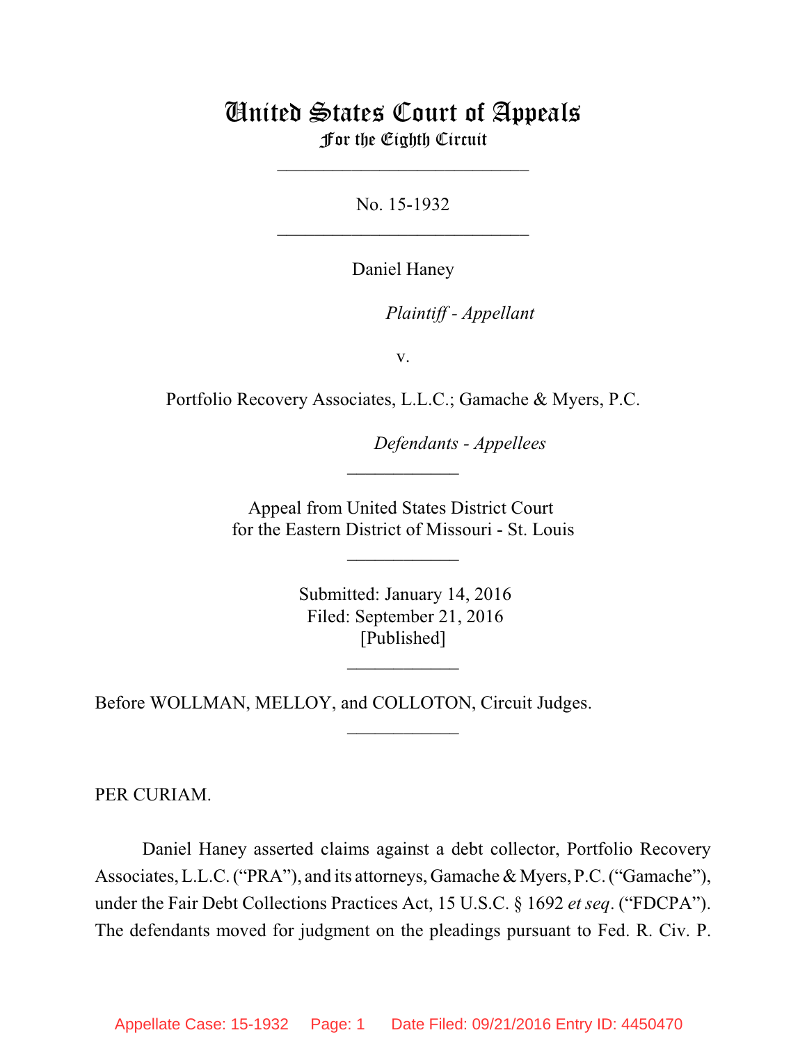# United States Court of Appeals
## For the Eighth Circuit

___________________________

No. 15-1932

___________________________

Daniel Haney

*Plaintiff - Appellant*

v.

Portfolio Recovery Associates, L.L.C.; Gamache & Myers, P.C.

*Defendants - Appellees*

____________

Appeal from United States District Court
for the Eastern District of Missouri - St. Louis

____________

Submitted: January 14, 2016
Filed: September 21, 2016
[Published]

____________

Before WOLLMAN, MELLOY, and COLLOTON, Circuit Judges.

____________

PER CURIAM.

Daniel Haney asserted claims against a debt collector, Portfolio Recovery Associates, L.L.C. ("PRA"), and its attorneys, Gamache & Myers, P.C. ("Gamache"), under the Fair Debt Collections Practices Act, 15 U.S.C. § 1692 *et seq*. ("FDCPA"). The defendants moved for judgment on the pleadings pursuant to Fed. R. Civ. P.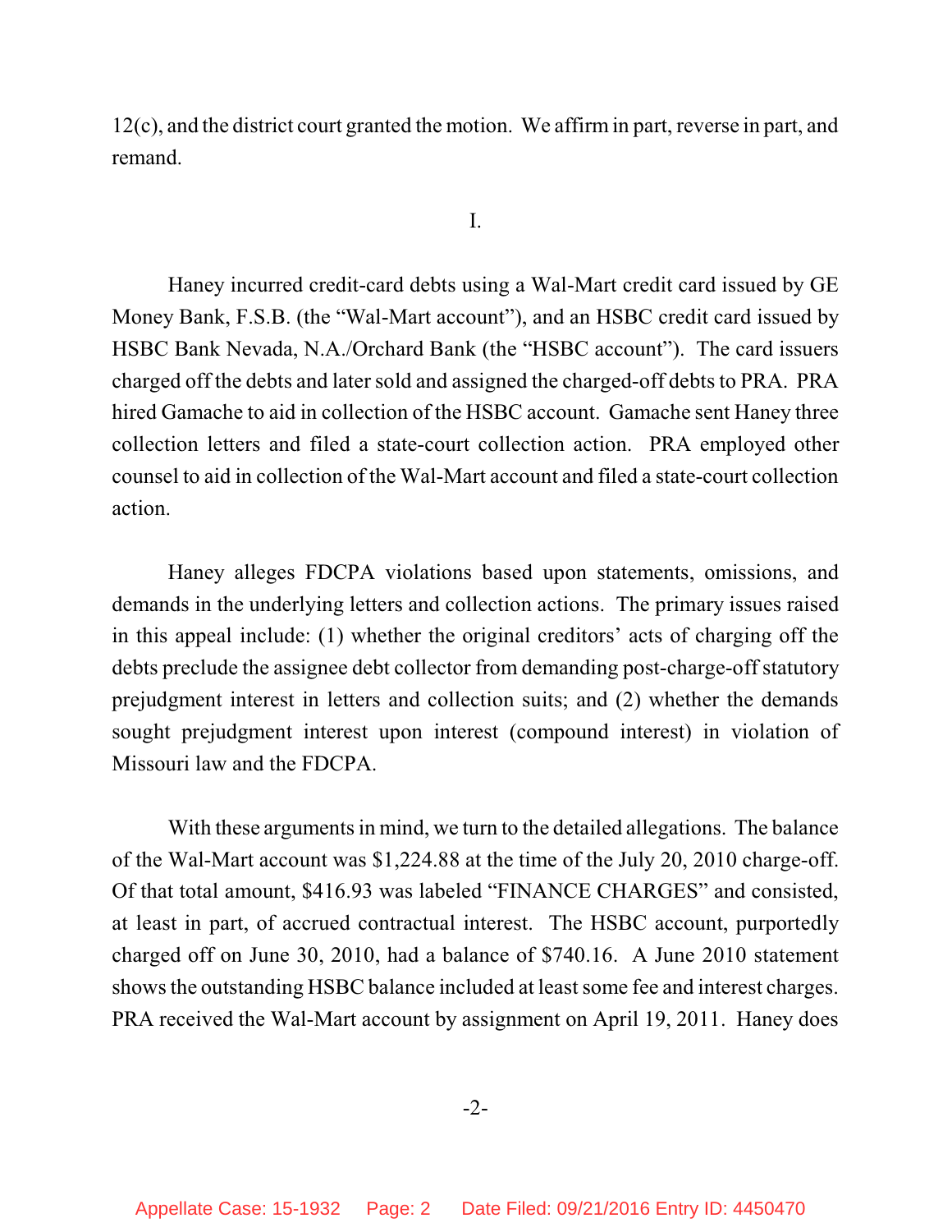12(c), and the district court granted the motion. We affirm in part, reverse in part, and remand.

I.

Haney incurred credit-card debts using a Wal-Mart credit card issued by GE Money Bank, F.S.B. (the "Wal-Mart account"), and an HSBC credit card issued by HSBC Bank Nevada, N.A./Orchard Bank (the "HSBC account"). The card issuers charged off the debts and later sold and assigned the charged-off debts to PRA. PRA hired Gamache to aid in collection of the HSBC account. Gamache sent Haney three collection letters and filed a state-court collection action. PRA employed other counsel to aid in collection of the Wal-Mart account and filed a state-court collection action.

Haney alleges FDCPA violations based upon statements, omissions, and demands in the underlying letters and collection actions. The primary issues raised in this appeal include: (1) whether the original creditors' acts of charging off the debts preclude the assignee debt collector from demanding post-charge-off statutory prejudgment interest in letters and collection suits; and (2) whether the demands sought prejudgment interest upon interest (compound interest) in violation of Missouri law and the FDCPA.

With these arguments in mind, we turn to the detailed allegations. The balance of the Wal-Mart account was $1,224.88 at the time of the July 20, 2010 charge-off. Of that total amount, $416.93 was labeled "FINANCE CHARGES" and consisted, at least in part, of accrued contractual interest. The HSBC account, purportedly charged off on June 30, 2010, had a balance of $740.16. A June 2010 statement shows the outstanding HSBC balance included at least some fee and interest charges. PRA received the Wal-Mart account by assignment on April 19, 2011. Haney does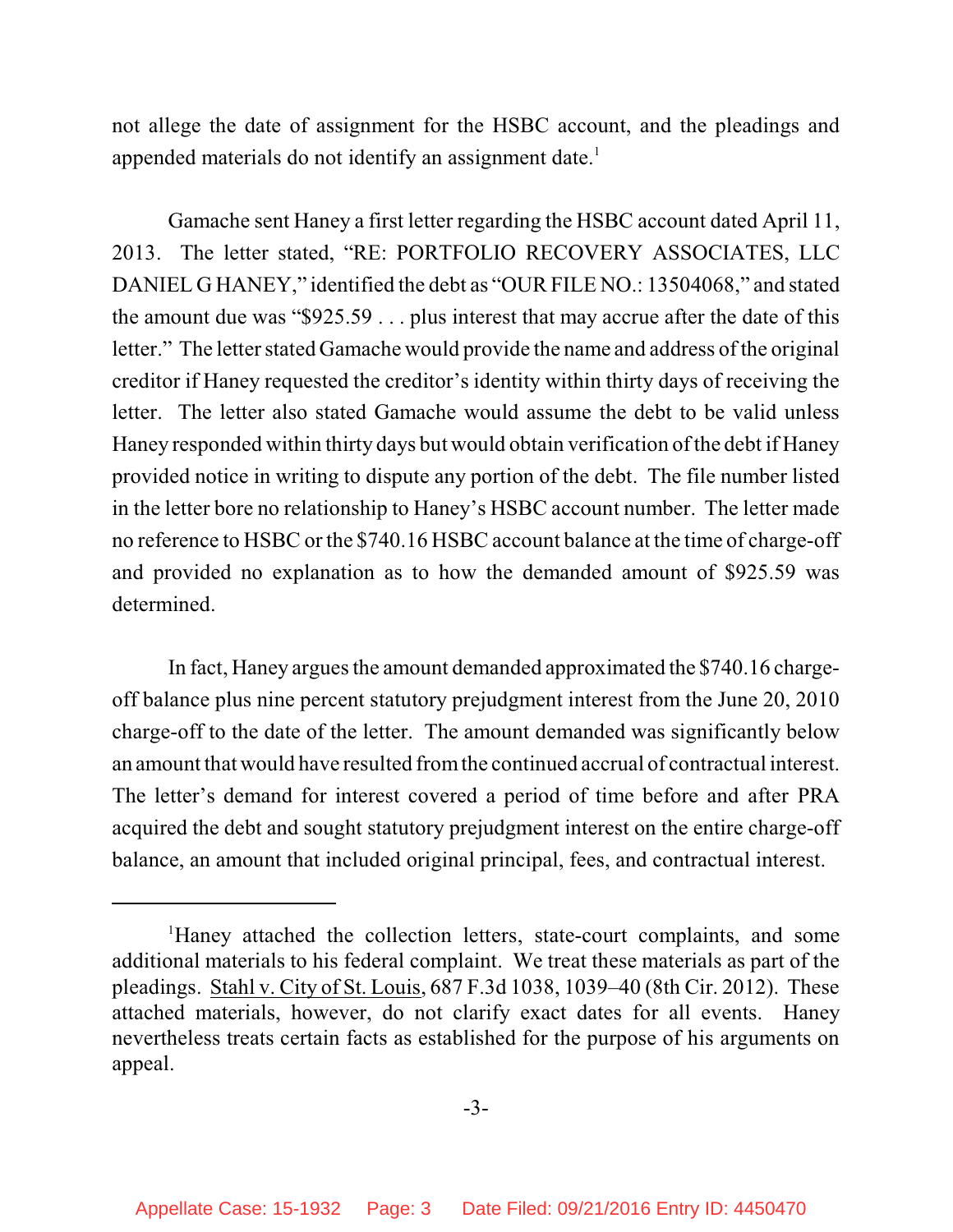not allege the date of assignment for the HSBC account, and the pleadings and appended materials do not identify an assignment date.[1]

Gamache sent Haney a first letter regarding the HSBC account dated April 11, 2013. The letter stated, "RE: PORTFOLIO RECOVERY ASSOCIATES, LLC DANIEL G HANEY," identified the debt as "OUR FILE NO.: 13504068," and stated the amount due was "$925.59 . . . plus interest that may accrue after the date of this letter." The letter stated Gamache would provide the name and address of the original creditor if Haney requested the creditor's identity within thirty days of receiving the letter. The letter also stated Gamache would assume the debt to be valid unless Haney responded within thirty days but would obtain verification of the debt if Haney provided notice in writing to dispute any portion of the debt. The file number listed in the letter bore no relationship to Haney's HSBC account number. The letter made no reference to HSBC or the $740.16 HSBC account balance at the time of charge-off and provided no explanation as to how the demanded amount of $925.59 was determined.

In fact, Haney argues the amount demanded approximated the $740.16 charge-off balance plus nine percent statutory prejudgment interest from the June 20, 2010 charge-off to the date of the letter. The amount demanded was significantly below an amount that would have resulted from the continued accrual of contractual interest. The letter's demand for interest covered a period of time before and after PRA acquired the debt and sought statutory prejudgment interest on the entire charge-off balance, an amount that included original principal, fees, and contractual interest.

---

[1]Haney attached the collection letters, state-court complaints, and some additional materials to his federal complaint. We treat these materials as part of the pleadings. Stahl v. City of St. Louis, 687 F.3d 1038, 1039–40 (8th Cir. 2012). These attached materials, however, do not clarify exact dates for all events. Haney nevertheless treats certain facts as established for the purpose of his arguments on appeal.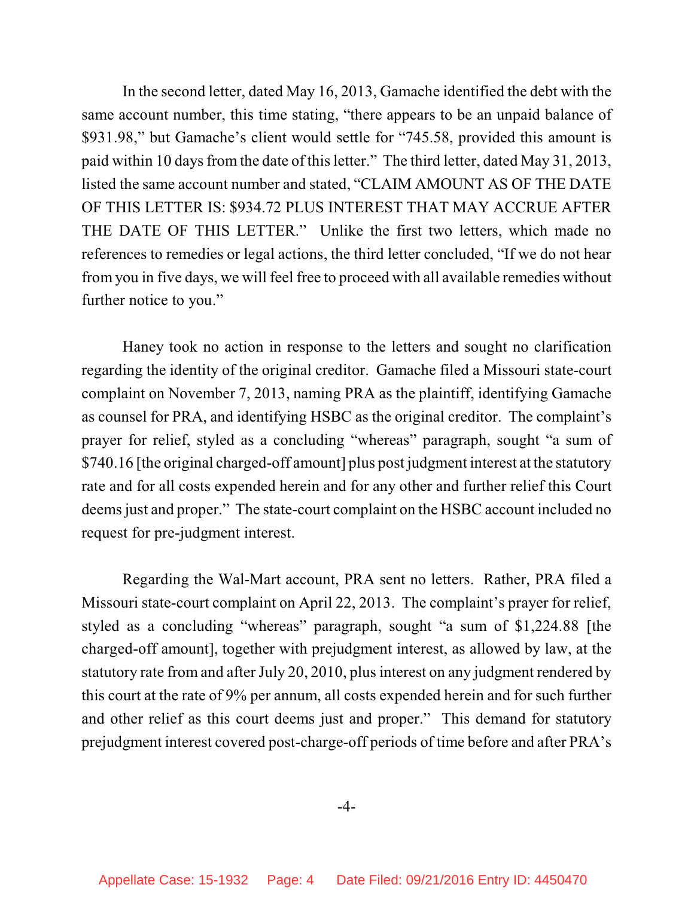In the second letter, dated May 16, 2013, Gamache identified the debt with the same account number, this time stating, "there appears to be an unpaid balance of $931.98," but Gamache's client would settle for "745.58, provided this amount is paid within 10 days from the date of this letter." The third letter, dated May 31, 2013, listed the same account number and stated, "CLAIM AMOUNT AS OF THE DATE OF THIS LETTER IS: $934.72 PLUS INTEREST THAT MAY ACCRUE AFTER THE DATE OF THIS LETTER." Unlike the first two letters, which made no references to remedies or legal actions, the third letter concluded, "If we do not hear from you in five days, we will feel free to proceed with all available remedies without further notice to you."

Haney took no action in response to the letters and sought no clarification regarding the identity of the original creditor. Gamache filed a Missouri state-court complaint on November 7, 2013, naming PRA as the plaintiff, identifying Gamache as counsel for PRA, and identifying HSBC as the original creditor. The complaint's prayer for relief, styled as a concluding "whereas" paragraph, sought "a sum of $740.16 [the original charged-off amount] plus post judgment interest at the statutory rate and for all costs expended herein and for any other and further relief this Court deems just and proper." The state-court complaint on the HSBC account included no request for pre-judgment interest.

Regarding the Wal-Mart account, PRA sent no letters. Rather, PRA filed a Missouri state-court complaint on April 22, 2013. The complaint's prayer for relief, styled as a concluding "whereas" paragraph, sought "a sum of $1,224.88 [the charged-off amount], together with prejudgment interest, as allowed by law, at the statutory rate from and after July 20, 2010, plus interest on any judgment rendered by this court at the rate of 9% per annum, all costs expended herein and for such further and other relief as this court deems just and proper." This demand for statutory prejudgment interest covered post-charge-off periods of time before and after PRA's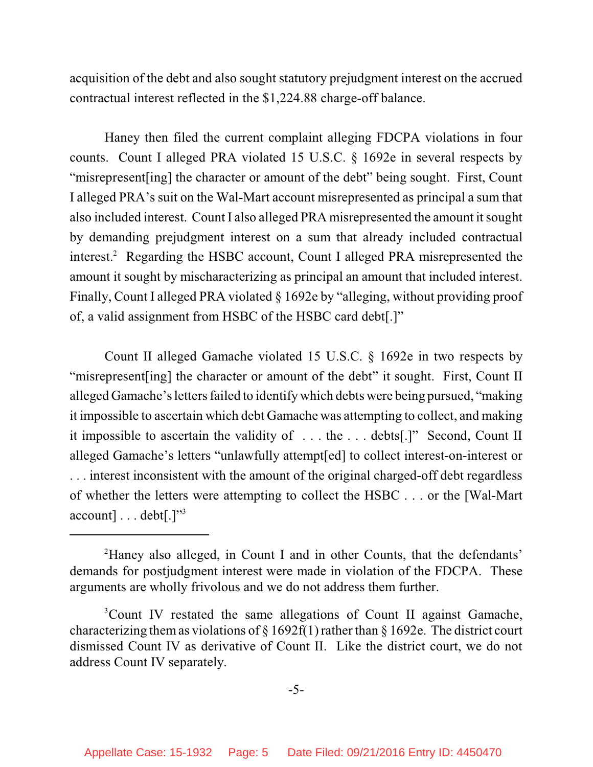acquisition of the debt and also sought statutory prejudgment interest on the accrued contractual interest reflected in the $1,224.88 charge-off balance.

Haney then filed the current complaint alleging FDCPA violations in four counts. Count I alleged PRA violated 15 U.S.C. § 1692e in several respects by "misrepresent[ing] the character or amount of the debt" being sought. First, Count I alleged PRA's suit on the Wal-Mart account misrepresented as principal a sum that also included interest. Count I also alleged PRA misrepresented the amount it sought by demanding prejudgment interest on a sum that already included contractual interest.[2] Regarding the HSBC account, Count I alleged PRA misrepresented the amount it sought by mischaracterizing as principal an amount that included interest. Finally, Count I alleged PRA violated § 1692e by "alleging, without providing proof of, a valid assignment from HSBC of the HSBC card debt[.]"

Count II alleged Gamache violated 15 U.S.C. § 1692e in two respects by "misrepresent[ing] the character or amount of the debt" it sought. First, Count II alleged Gamache's letters failed to identify which debts were being pursued, "making it impossible to ascertain which debt Gamache was attempting to collect, and making it impossible to ascertain the validity of . . . the . . . debts[.]" Second, Count II alleged Gamache's letters "unlawfully attempt[ed] to collect interest-on-interest or . . . interest inconsistent with the amount of the original charged-off debt regardless of whether the letters were attempting to collect the HSBC . . . or the [Wal-Mart account] . . . debt[.]"[3]

---

[2] Haney also alleged, in Count I and in other Counts, that the defendants' demands for postjudgment interest were made in violation of the FDCPA. These arguments are wholly frivolous and we do not address them further.

[3] Count IV restated the same allegations of Count II against Gamache, characterizing them as violations of § 1692f(1) rather than § 1692e. The district court dismissed Count IV as derivative of Count II. Like the district court, we do not address Count IV separately.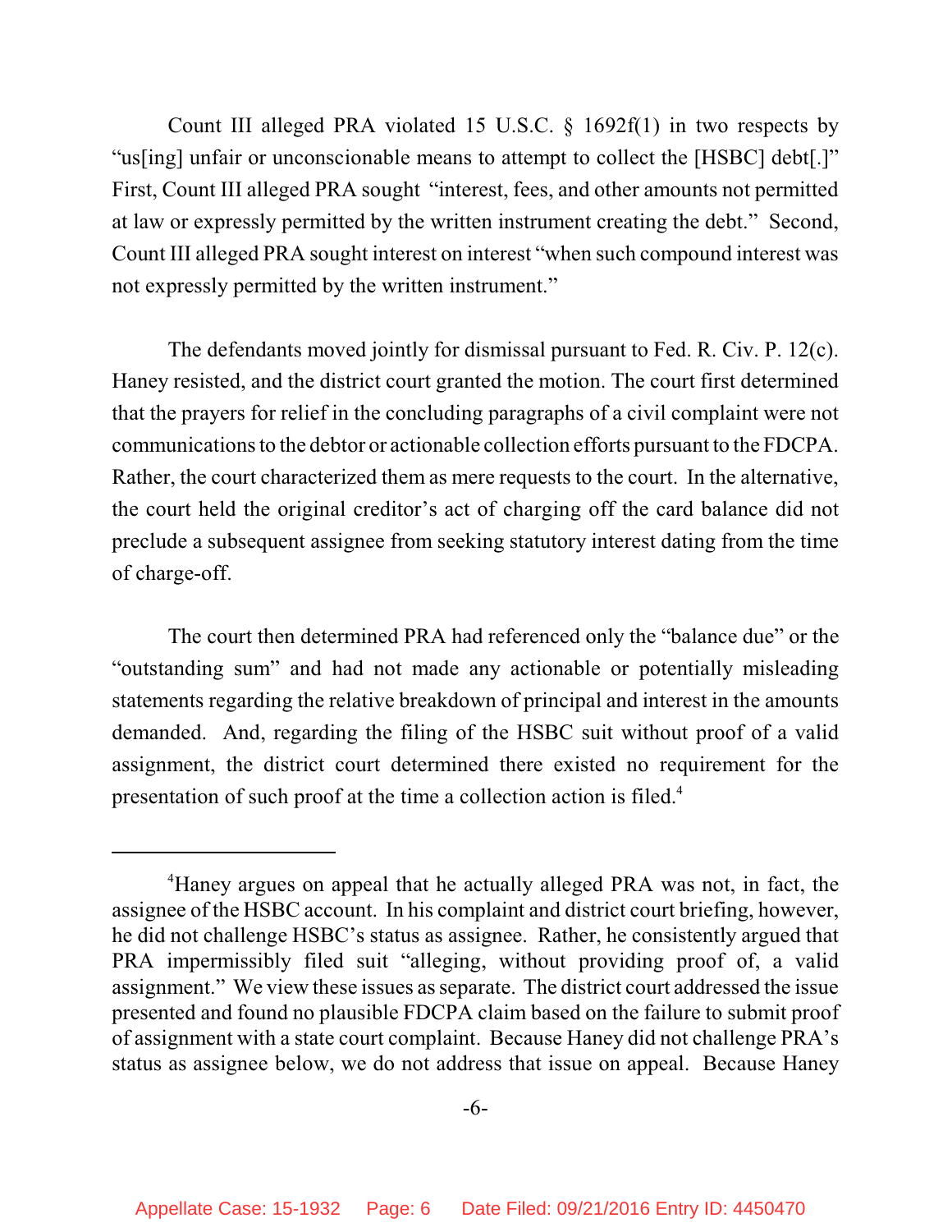Count III alleged PRA violated 15 U.S.C. § 1692f(1) in two respects by "us[ing] unfair or unconscionable means to attempt to collect the [HSBC] debt[.]" First, Count III alleged PRA sought "interest, fees, and other amounts not permitted at law or expressly permitted by the written instrument creating the debt." Second, Count III alleged PRA sought interest on interest "when such compound interest was not expressly permitted by the written instrument."

The defendants moved jointly for dismissal pursuant to Fed. R. Civ. P. 12(c). Haney resisted, and the district court granted the motion. The court first determined that the prayers for relief in the concluding paragraphs of a civil complaint were not communications to the debtor or actionable collection efforts pursuant to the FDCPA. Rather, the court characterized them as mere requests to the court. In the alternative, the court held the original creditor's act of charging off the card balance did not preclude a subsequent assignee from seeking statutory interest dating from the time of charge-off.

The court then determined PRA had referenced only the "balance due" or the "outstanding sum" and had not made any actionable or potentially misleading statements regarding the relative breakdown of principal and interest in the amounts demanded. And, regarding the filing of the HSBC suit without proof of a valid assignment, the district court determined there existed no requirement for the presentation of such proof at the time a collection action is filed.[4]

---

[4]Haney argues on appeal that he actually alleged PRA was not, in fact, the assignee of the HSBC account. In his complaint and district court briefing, however, he did not challenge HSBC's status as assignee. Rather, he consistently argued that PRA impermissibly filed suit "alleging, without providing proof of, a valid assignment." We view these issues as separate. The district court addressed the issue presented and found no plausible FDCPA claim based on the failure to submit proof of assignment with a state court complaint. Because Haney did not challenge PRA's status as assignee below, we do not address that issue on appeal. Because Haney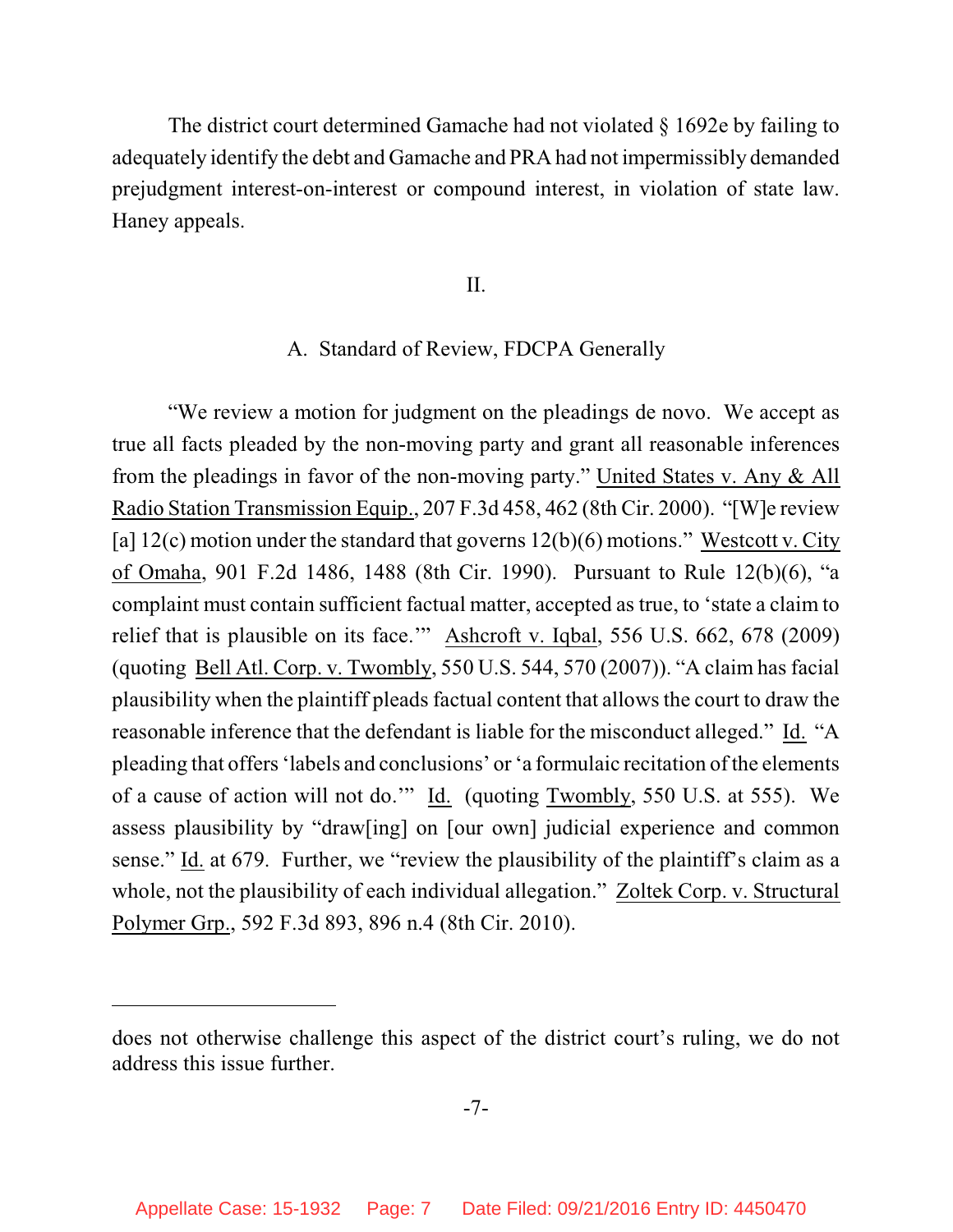The district court determined Gamache had not violated § 1692e by failing to adequately identify the debt and Gamache and PRA had not impermissibly demanded prejudgment interest-on-interest or compound interest, in violation of state law. Haney appeals.

## II.

### A. Standard of Review, FDCPA Generally

"We review a motion for judgment on the pleadings de novo. We accept as true all facts pleaded by the non-moving party and grant all reasonable inferences from the pleadings in favor of the non-moving party." United States v. Any & All Radio Station Transmission Equip., 207 F.3d 458, 462 (8th Cir. 2000). "[W]e review [a] 12(c) motion under the standard that governs 12(b)(6) motions." Westcott v. City of Omaha, 901 F.2d 1486, 1488 (8th Cir. 1990). Pursuant to Rule 12(b)(6), "a complaint must contain sufficient factual matter, accepted as true, to 'state a claim to relief that is plausible on its face.'" Ashcroft v. Iqbal, 556 U.S. 662, 678 (2009) (quoting Bell Atl. Corp. v. Twombly, 550 U.S. 544, 570 (2007)). "A claim has facial plausibility when the plaintiff pleads factual content that allows the court to draw the reasonable inference that the defendant is liable for the misconduct alleged." Id. "A pleading that offers 'labels and conclusions' or 'a formulaic recitation of the elements of a cause of action will not do.'" Id. (quoting Twombly, 550 U.S. at 555). We assess plausibility by "draw[ing] on [our own] judicial experience and common sense." Id. at 679. Further, we "review the plausibility of the plaintiff's claim as a whole, not the plausibility of each individual allegation." Zoltek Corp. v. Structural Polymer Grp., 592 F.3d 893, 896 n.4 (8th Cir. 2010).

---

does not otherwise challenge this aspect of the district court's ruling, we do not address this issue further.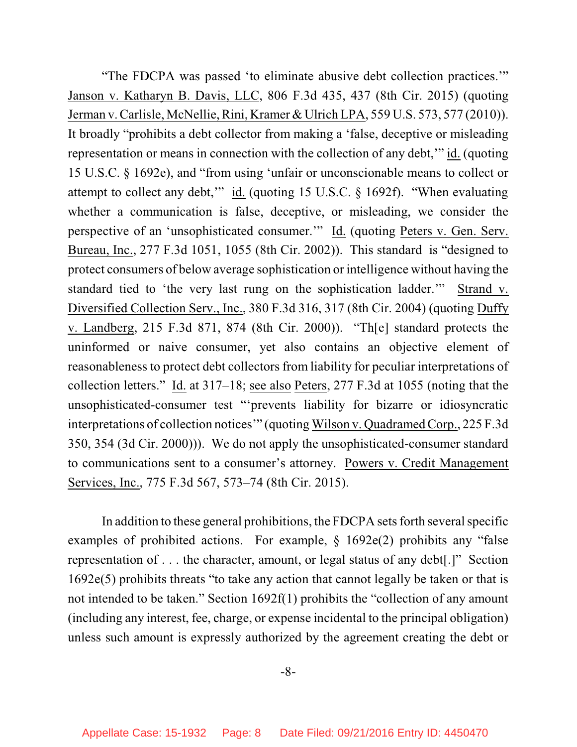"The FDCPA was passed 'to eliminate abusive debt collection practices.'" Janson v. Katharyn B. Davis, LLC, 806 F.3d 435, 437 (8th Cir. 2015) (quoting Jerman v. Carlisle, McNellie, Rini, Kramer & Ulrich LPA, 559 U.S. 573, 577 (2010)). It broadly "prohibits a debt collector from making a 'false, deceptive or misleading representation or means in connection with the collection of any debt,'" id. (quoting 15 U.S.C. § 1692e), and "from using 'unfair or unconscionable means to collect or attempt to collect any debt,'" id. (quoting 15 U.S.C. § 1692f). "When evaluating whether a communication is false, deceptive, or misleading, we consider the perspective of an 'unsophisticated consumer.'" Id. (quoting Peters v. Gen. Serv. Bureau, Inc., 277 F.3d 1051, 1055 (8th Cir. 2002)). This standard is "designed to protect consumers of below average sophistication or intelligence without having the standard tied to 'the very last rung on the sophistication ladder.'" Strand v. Diversified Collection Serv., Inc., 380 F.3d 316, 317 (8th Cir. 2004) (quoting Duffy v. Landberg, 215 F.3d 871, 874 (8th Cir. 2000)). "Th[e] standard protects the uninformed or naive consumer, yet also contains an objective element of reasonableness to protect debt collectors from liability for peculiar interpretations of collection letters." Id. at 317–18; see also Peters, 277 F.3d at 1055 (noting that the unsophisticated-consumer test "'prevents liability for bizarre or idiosyncratic interpretations of collection notices'" (quoting Wilson v. Quadramed Corp., 225 F.3d 350, 354 (3d Cir. 2000))). We do not apply the unsophisticated-consumer standard to communications sent to a consumer's attorney. Powers v. Credit Management Services, Inc., 775 F.3d 567, 573–74 (8th Cir. 2015).

In addition to these general prohibitions, the FDCPA sets forth several specific examples of prohibited actions. For example, § 1692e(2) prohibits any "false representation of . . . the character, amount, or legal status of any debt[.]" Section 1692e(5) prohibits threats "to take any action that cannot legally be taken or that is not intended to be taken." Section 1692f(1) prohibits the "collection of any amount (including any interest, fee, charge, or expense incidental to the principal obligation) unless such amount is expressly authorized by the agreement creating the debt or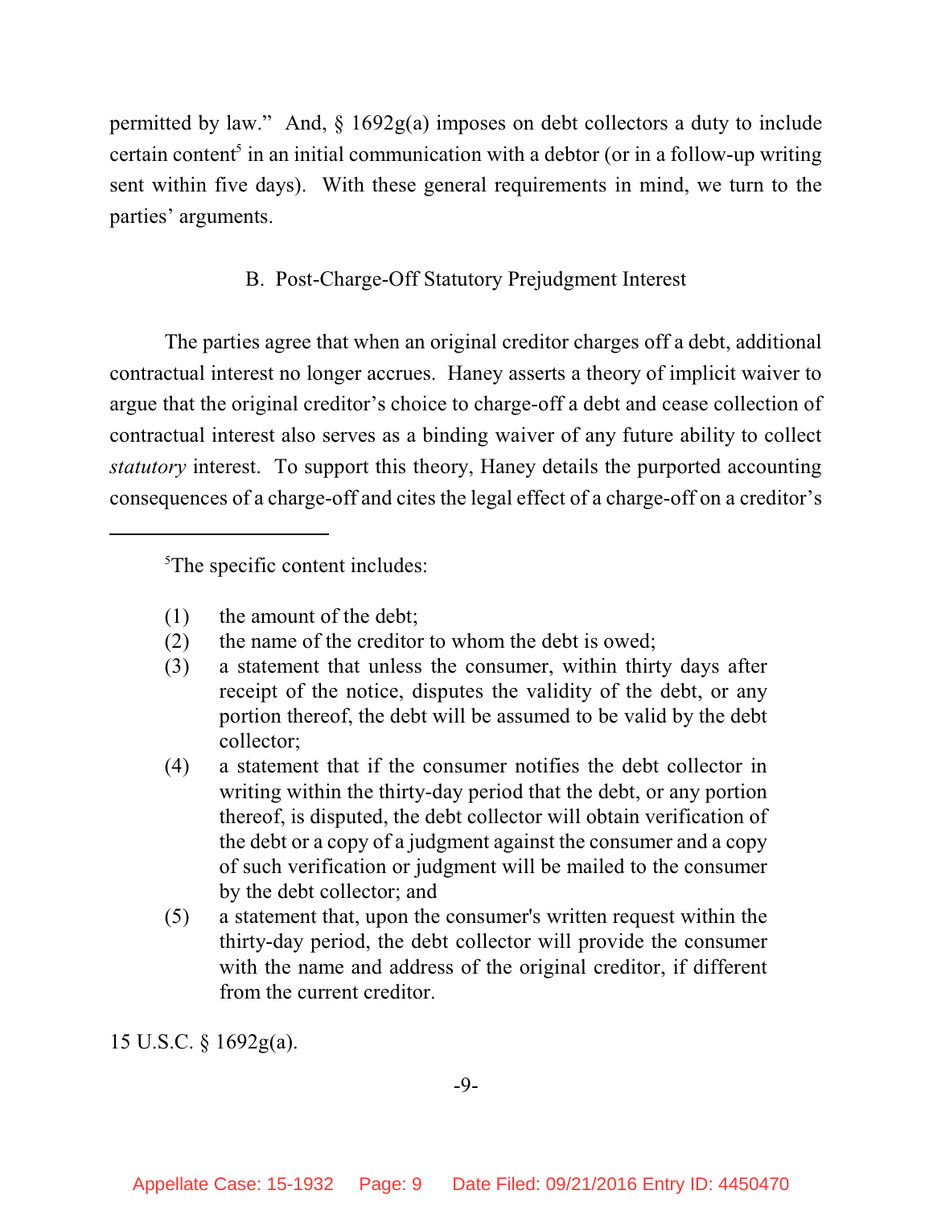permitted by law." And, § 1692g(a) imposes on debt collectors a duty to include certain content[5] in an initial communication with a debtor (or in a follow-up writing sent within five days). With these general requirements in mind, we turn to the parties' arguments.

### B. Post-Charge-Off Statutory Prejudgment Interest

The parties agree that when an original creditor charges off a debt, additional contractual interest no longer accrues. Haney asserts a theory of implicit waiver to argue that the original creditor's choice to charge-off a debt and cease collection of contractual interest also serves as a binding waiver of any future ability to collect *statutory* interest. To support this theory, Haney details the purported accounting consequences of a charge-off and cites the legal effect of a charge-off on a creditor's

---

[5]The specific content includes:

(1) the amount of the debt;
(2) the name of the creditor to whom the debt is owed;
(3) a statement that unless the consumer, within thirty days after receipt of the notice, disputes the validity of the debt, or any portion thereof, the debt will be assumed to be valid by the debt collector;
(4) a statement that if the consumer notifies the debt collector in writing within the thirty-day period that the debt, or any portion thereof, is disputed, the debt collector will obtain verification of the debt or a copy of a judgment against the consumer and a copy of such verification or judgment will be mailed to the consumer by the debt collector; and
(5) a statement that, upon the consumer's written request within the thirty-day period, the debt collector will provide the consumer with the name and address of the original creditor, if different from the current creditor.

15 U.S.C. § 1692g(a).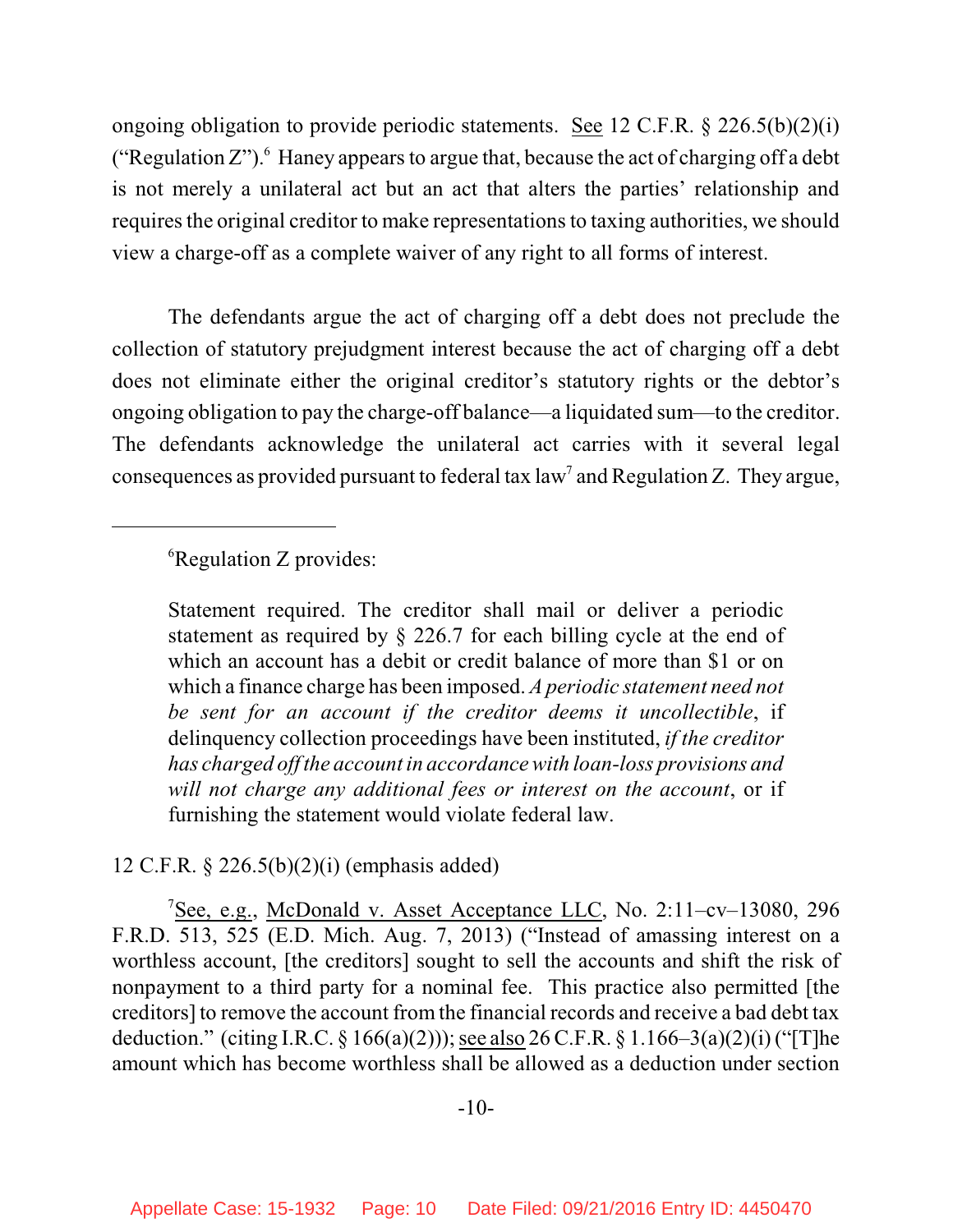ongoing obligation to provide periodic statements. See 12 C.F.R. § 226.5(b)(2)(i) ("Regulation Z").[6] Haney appears to argue that, because the act of charging off a debt is not merely a unilateral act but an act that alters the parties' relationship and requires the original creditor to make representations to taxing authorities, we should view a charge-off as a complete waiver of any right to all forms of interest.

The defendants argue the act of charging off a debt does not preclude the collection of statutory prejudgment interest because the act of charging off a debt does not eliminate either the original creditor's statutory rights or the debtor's ongoing obligation to pay the charge-off balance—a liquidated sum—to the creditor. The defendants acknowledge the unilateral act carries with it several legal consequences as provided pursuant to federal tax law[7] and Regulation Z. They argue,

---

[6]Regulation Z provides:

> Statement required. The creditor shall mail or deliver a periodic statement as required by § 226.7 for each billing cycle at the end of which an account has a debit or credit balance of more than $1 or on which a finance charge has been imposed. *A periodic statement need not be sent for an account if the creditor deems it uncollectible*, if delinquency collection proceedings have been instituted, *if the creditor has charged off the account in accordance with loan-loss provisions and will not charge any additional fees or interest on the account*, or if furnishing the statement would violate federal law.

12 C.F.R. § 226.5(b)(2)(i) (emphasis added)

[7]See, e.g., McDonald v. Asset Acceptance LLC, No. 2:11–cv–13080, 296 F.R.D. 513, 525 (E.D. Mich. Aug. 7, 2013) ("Instead of amassing interest on a worthless account, [the creditors] sought to sell the accounts and shift the risk of nonpayment to a third party for a nominal fee. This practice also permitted [the creditors] to remove the account from the financial records and receive a bad debt tax deduction." (citing I.R.C. § 166(a)(2))); see also 26 C.F.R. § 1.166–3(a)(2)(i) ("[T]he amount which has become worthless shall be allowed as a deduction under section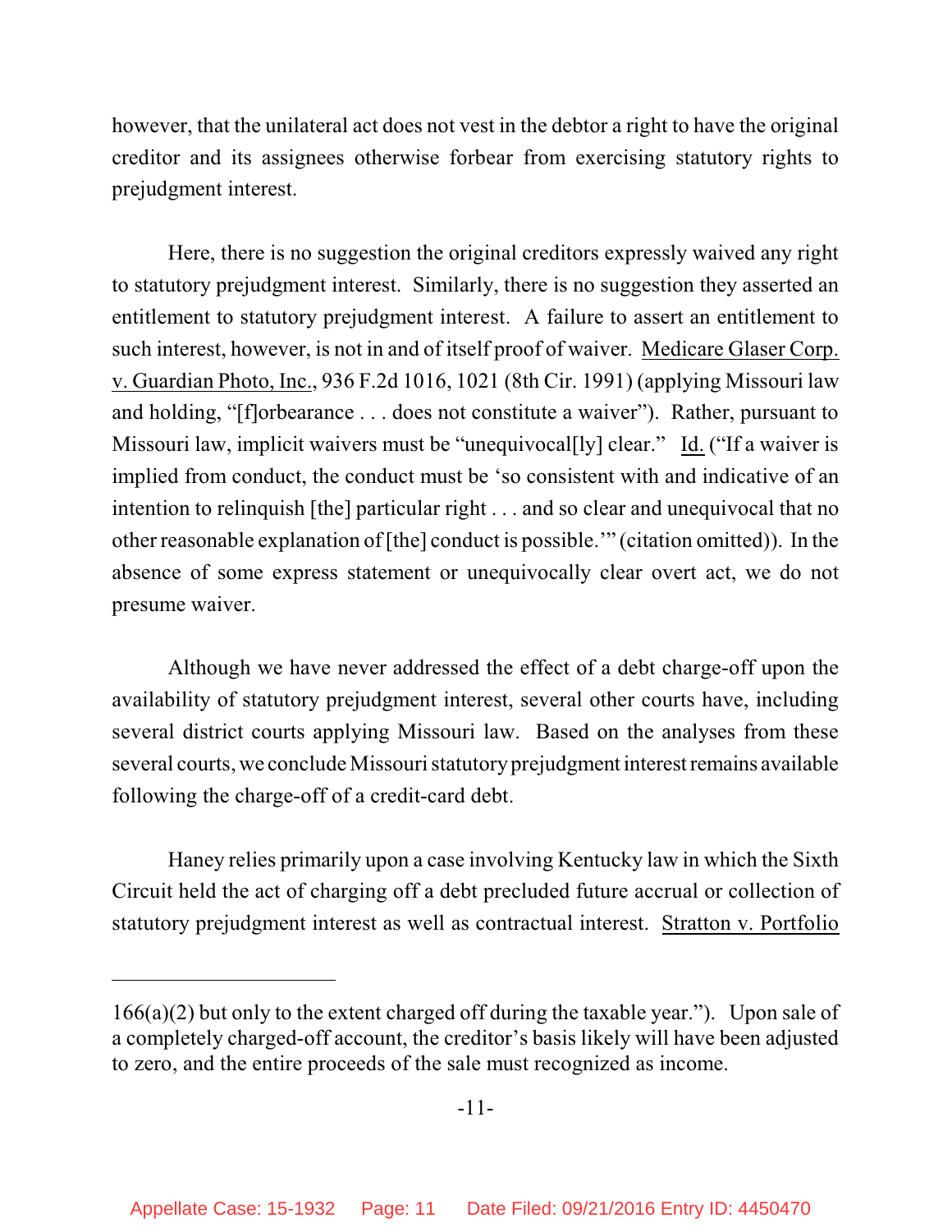however, that the unilateral act does not vest in the debtor a right to have the original creditor and its assignees otherwise forbear from exercising statutory rights to prejudgment interest.

Here, there is no suggestion the original creditors expressly waived any right to statutory prejudgment interest. Similarly, there is no suggestion they asserted an entitlement to statutory prejudgment interest. A failure to assert an entitlement to such interest, however, is not in and of itself proof of waiver. Medicare Glaser Corp. v. Guardian Photo, Inc., 936 F.2d 1016, 1021 (8th Cir. 1991) (applying Missouri law and holding, "[f]orbearance . . . does not constitute a waiver"). Rather, pursuant to Missouri law, implicit waivers must be "unequivocal[ly] clear." Id. ("If a waiver is implied from conduct, the conduct must be 'so consistent with and indicative of an intention to relinquish [the] particular right . . . and so clear and unequivocal that no other reasonable explanation of [the] conduct is possible.'" (citation omitted)). In the absence of some express statement or unequivocally clear overt act, we do not presume waiver.

Although we have never addressed the effect of a debt charge-off upon the availability of statutory prejudgment interest, several other courts have, including several district courts applying Missouri law. Based on the analyses from these several courts, we conclude Missouri statutory prejudgment interest remains available following the charge-off of a credit-card debt.

Haney relies primarily upon a case involving Kentucky law in which the Sixth Circuit held the act of charging off a debt precluded future accrual or collection of statutory prejudgment interest as well as contractual interest. Stratton v. Portfolio

---

166(a)(2) but only to the extent charged off during the taxable year."). Upon sale of a completely charged-off account, the creditor's basis likely will have been adjusted to zero, and the entire proceeds of the sale must recognized as income.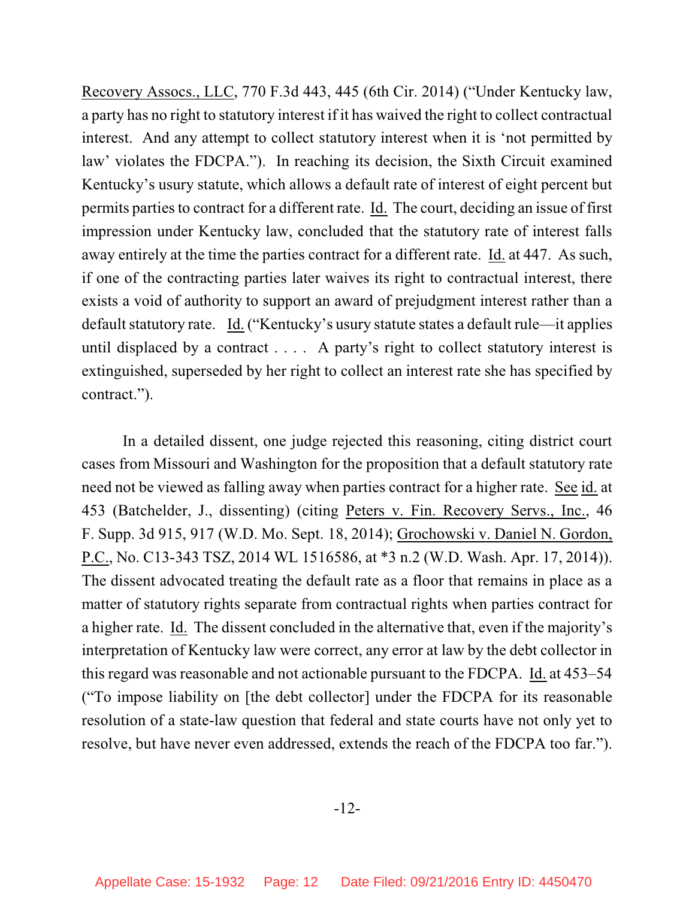Recovery Assocs., LLC, 770 F.3d 443, 445 (6th Cir. 2014) ("Under Kentucky law, a party has no right to statutory interest if it has waived the right to collect contractual interest. And any attempt to collect statutory interest when it is 'not permitted by law' violates the FDCPA."). In reaching its decision, the Sixth Circuit examined Kentucky's usury statute, which allows a default rate of interest of eight percent but permits parties to contract for a different rate. Id. The court, deciding an issue of first impression under Kentucky law, concluded that the statutory rate of interest falls away entirely at the time the parties contract for a different rate. Id. at 447. As such, if one of the contracting parties later waives its right to contractual interest, there exists a void of authority to support an award of prejudgment interest rather than a default statutory rate. Id. ("Kentucky's usury statute states a default rule—it applies until displaced by a contract . . . . A party's right to collect statutory interest is extinguished, superseded by her right to collect an interest rate she has specified by contract.").

In a detailed dissent, one judge rejected this reasoning, citing district court cases from Missouri and Washington for the proposition that a default statutory rate need not be viewed as falling away when parties contract for a higher rate. See id. at 453 (Batchelder, J., dissenting) (citing Peters v. Fin. Recovery Servs., Inc., 46 F. Supp. 3d 915, 917 (W.D. Mo. Sept. 18, 2014); Grochowski v. Daniel N. Gordon, P.C., No. C13-343 TSZ, 2014 WL 1516586, at *3 n.2 (W.D. Wash. Apr. 17, 2014)). The dissent advocated treating the default rate as a floor that remains in place as a matter of statutory rights separate from contractual rights when parties contract for a higher rate. Id. The dissent concluded in the alternative that, even if the majority's interpretation of Kentucky law were correct, any error at law by the debt collector in this regard was reasonable and not actionable pursuant to the FDCPA. Id. at 453–54 ("To impose liability on [the debt collector] under the FDCPA for its reasonable resolution of a state-law question that federal and state courts have not only yet to resolve, but have never even addressed, extends the reach of the FDCPA too far.").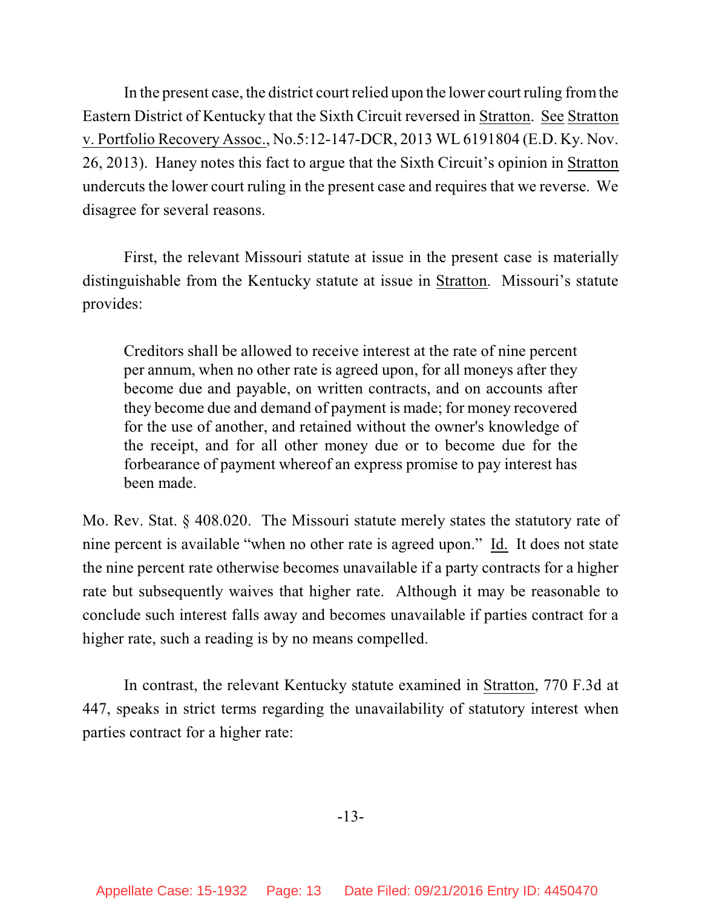In the present case, the district court relied upon the lower court ruling from the Eastern District of Kentucky that the Sixth Circuit reversed in Stratton. See Stratton v. Portfolio Recovery Assoc., No.5:12-147-DCR, 2013 WL 6191804 (E.D. Ky. Nov. 26, 2013). Haney notes this fact to argue that the Sixth Circuit's opinion in Stratton undercuts the lower court ruling in the present case and requires that we reverse. We disagree for several reasons.

First, the relevant Missouri statute at issue in the present case is materially distinguishable from the Kentucky statute at issue in Stratton. Missouri's statute provides:

> Creditors shall be allowed to receive interest at the rate of nine percent per annum, when no other rate is agreed upon, for all moneys after they become due and payable, on written contracts, and on accounts after they become due and demand of payment is made; for money recovered for the use of another, and retained without the owner's knowledge of the receipt, and for all other money due or to become due for the forbearance of payment whereof an express promise to pay interest has been made.

Mo. Rev. Stat. § 408.020. The Missouri statute merely states the statutory rate of nine percent is available "when no other rate is agreed upon." Id. It does not state the nine percent rate otherwise becomes unavailable if a party contracts for a higher rate but subsequently waives that higher rate. Although it may be reasonable to conclude such interest falls away and becomes unavailable if parties contract for a higher rate, such a reading is by no means compelled.

In contrast, the relevant Kentucky statute examined in Stratton, 770 F.3d at 447, speaks in strict terms regarding the unavailability of statutory interest when parties contract for a higher rate: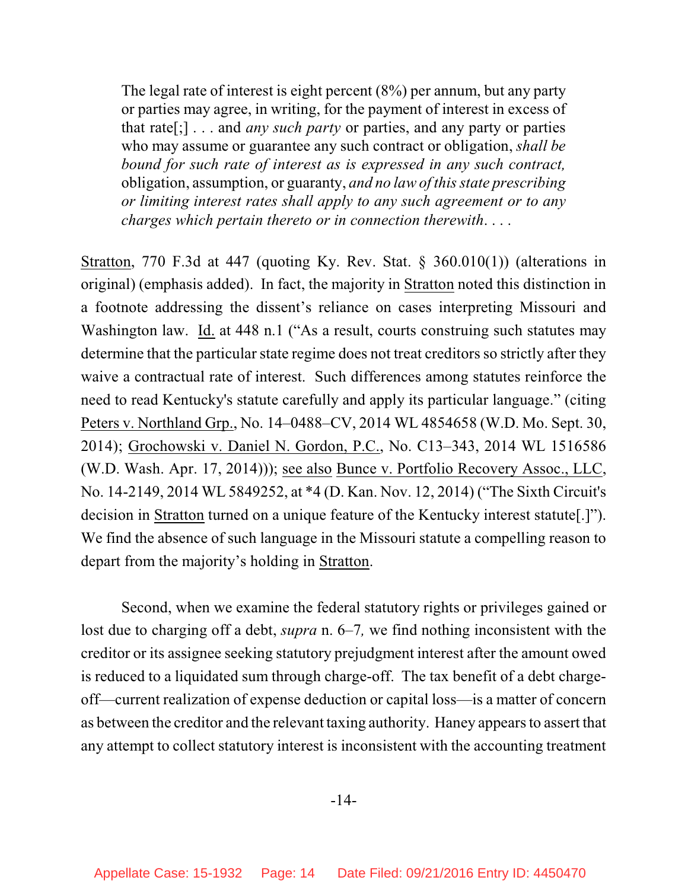> The legal rate of interest is eight percent (8%) per annum, but any party or parties may agree, in writing, for the payment of interest in excess of that rate[;] . . . and *any such party* or parties, and any party or parties who may assume or guarantee any such contract or obligation, *shall be bound for such rate of interest as is expressed in any such contract,* obligation, assumption, or guaranty, *and no law of this state prescribing or limiting interest rates shall apply to any such agreement or to any charges which pertain thereto or in connection therewith*. . . .

Stratton, 770 F.3d at 447 (quoting Ky. Rev. Stat. § 360.010(1)) (alterations in original) (emphasis added). In fact, the majority in Stratton noted this distinction in a footnote addressing the dissent's reliance on cases interpreting Missouri and Washington law. Id. at 448 n.1 ("As a result, courts construing such statutes may determine that the particular state regime does not treat creditors so strictly after they waive a contractual rate of interest. Such differences among statutes reinforce the need to read Kentucky's statute carefully and apply its particular language." (citing Peters v. Northland Grp., No. 14–0488–CV, 2014 WL 4854658 (W.D. Mo. Sept. 30, 2014); Grochowski v. Daniel N. Gordon, P.C., No. C13–343, 2014 WL 1516586 (W.D. Wash. Apr. 17, 2014))); see also Bunce v. Portfolio Recovery Assoc., LLC, No. 14-2149, 2014 WL 5849252, at *4 (D. Kan. Nov. 12, 2014) ("The Sixth Circuit's decision in Stratton turned on a unique feature of the Kentucky interest statute[.]"). We find the absence of such language in the Missouri statute a compelling reason to depart from the majority's holding in Stratton.

Second, when we examine the federal statutory rights or privileges gained or lost due to charging off a debt, *supra* n. 6–7*,* we find nothing inconsistent with the creditor or its assignee seeking statutory prejudgment interest after the amount owed is reduced to a liquidated sum through charge-off. The tax benefit of a debt charge-off—current realization of expense deduction or capital loss—is a matter of concern as between the creditor and the relevant taxing authority. Haney appears to assert that any attempt to collect statutory interest is inconsistent with the accounting treatment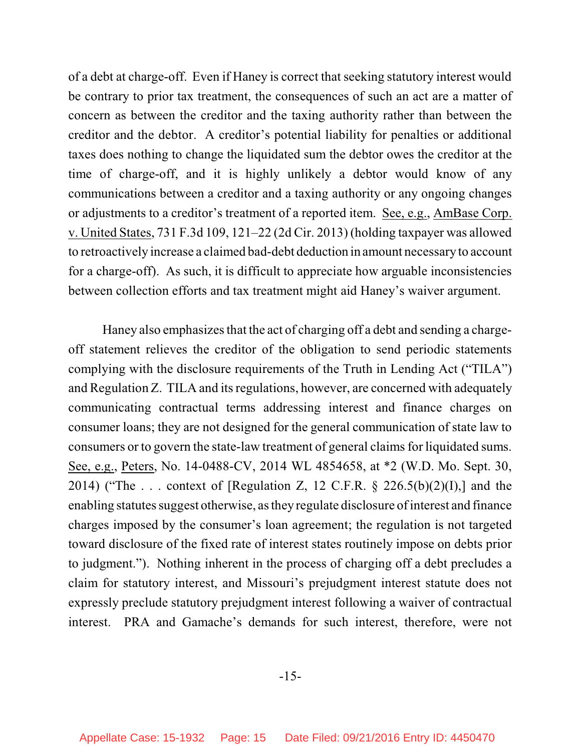of a debt at charge-off. Even if Haney is correct that seeking statutory interest would be contrary to prior tax treatment, the consequences of such an act are a matter of concern as between the creditor and the taxing authority rather than between the creditor and the debtor. A creditor's potential liability for penalties or additional taxes does nothing to change the liquidated sum the debtor owes the creditor at the time of charge-off, and it is highly unlikely a debtor would know of any communications between a creditor and a taxing authority or any ongoing changes or adjustments to a creditor's treatment of a reported item. See, e.g., AmBase Corp. v. United States, 731 F.3d 109, 121–22 (2d Cir. 2013) (holding taxpayer was allowed to retroactively increase a claimed bad-debt deduction in amount necessary to account for a charge-off). As such, it is difficult to appreciate how arguable inconsistencies between collection efforts and tax treatment might aid Haney's waiver argument.

Haney also emphasizes that the act of charging off a debt and sending a charge-off statement relieves the creditor of the obligation to send periodic statements complying with the disclosure requirements of the Truth in Lending Act ("TILA") and Regulation Z. TILA and its regulations, however, are concerned with adequately communicating contractual terms addressing interest and finance charges on consumer loans; they are not designed for the general communication of state law to consumers or to govern the state-law treatment of general claims for liquidated sums. See, e.g., Peters, No. 14-0488-CV, 2014 WL 4854658, at *2 (W.D. Mo. Sept. 30, 2014) ("The . . . context of [Regulation Z, 12 C.F.R. § 226.5(b)(2)(I),] and the enabling statutes suggest otherwise, as they regulate disclosure of interest and finance charges imposed by the consumer's loan agreement; the regulation is not targeted toward disclosure of the fixed rate of interest states routinely impose on debts prior to judgment."). Nothing inherent in the process of charging off a debt precludes a claim for statutory interest, and Missouri's prejudgment interest statute does not expressly preclude statutory prejudgment interest following a waiver of contractual interest. PRA and Gamache's demands for such interest, therefore, were not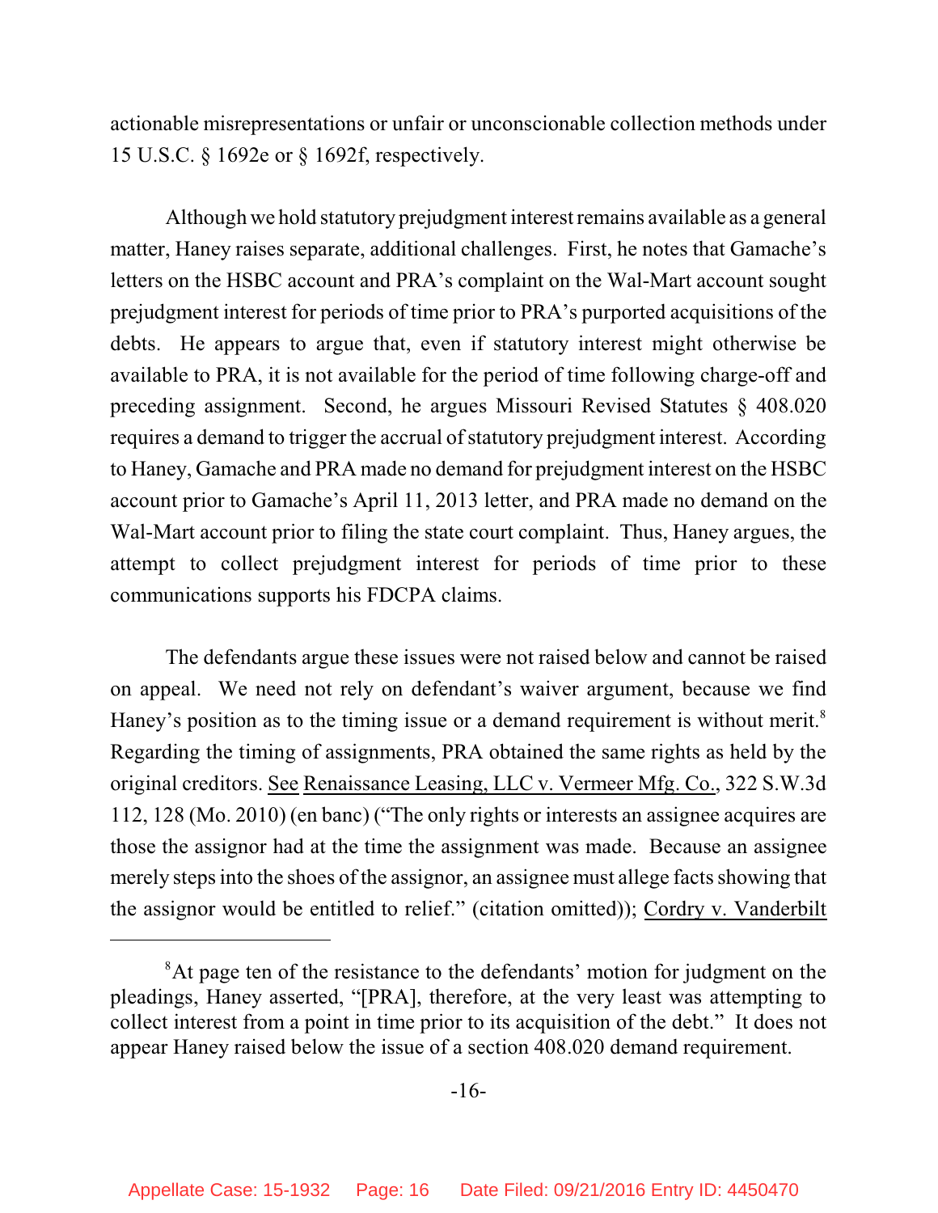actionable misrepresentations or unfair or unconscionable collection methods under 15 U.S.C. § 1692e or § 1692f, respectively.

Although we hold statutory prejudgment interest remains available as a general matter, Haney raises separate, additional challenges. First, he notes that Gamache's letters on the HSBC account and PRA's complaint on the Wal-Mart account sought prejudgment interest for periods of time prior to PRA's purported acquisitions of the debts. He appears to argue that, even if statutory interest might otherwise be available to PRA, it is not available for the period of time following charge-off and preceding assignment. Second, he argues Missouri Revised Statutes § 408.020 requires a demand to trigger the accrual of statutory prejudgment interest. According to Haney, Gamache and PRA made no demand for prejudgment interest on the HSBC account prior to Gamache's April 11, 2013 letter, and PRA made no demand on the Wal-Mart account prior to filing the state court complaint. Thus, Haney argues, the attempt to collect prejudgment interest for periods of time prior to these communications supports his FDCPA claims.

The defendants argue these issues were not raised below and cannot be raised on appeal. We need not rely on defendant's waiver argument, because we find Haney's position as to the timing issue or a demand requirement is without merit.[8] Regarding the timing of assignments, PRA obtained the same rights as held by the original creditors. See Renaissance Leasing, LLC v. Vermeer Mfg. Co., 322 S.W.3d 112, 128 (Mo. 2010) (en banc) ("The only rights or interests an assignee acquires are those the assignor had at the time the assignment was made. Because an assignee merely steps into the shoes of the assignor, an assignee must allege facts showing that the assignor would be entitled to relief." (citation omitted)); Cordry v. Vanderbilt

---

[8] At page ten of the resistance to the defendants' motion for judgment on the pleadings, Haney asserted, "[PRA], therefore, at the very least was attempting to collect interest from a point in time prior to its acquisition of the debt." It does not appear Haney raised below the issue of a section 408.020 demand requirement.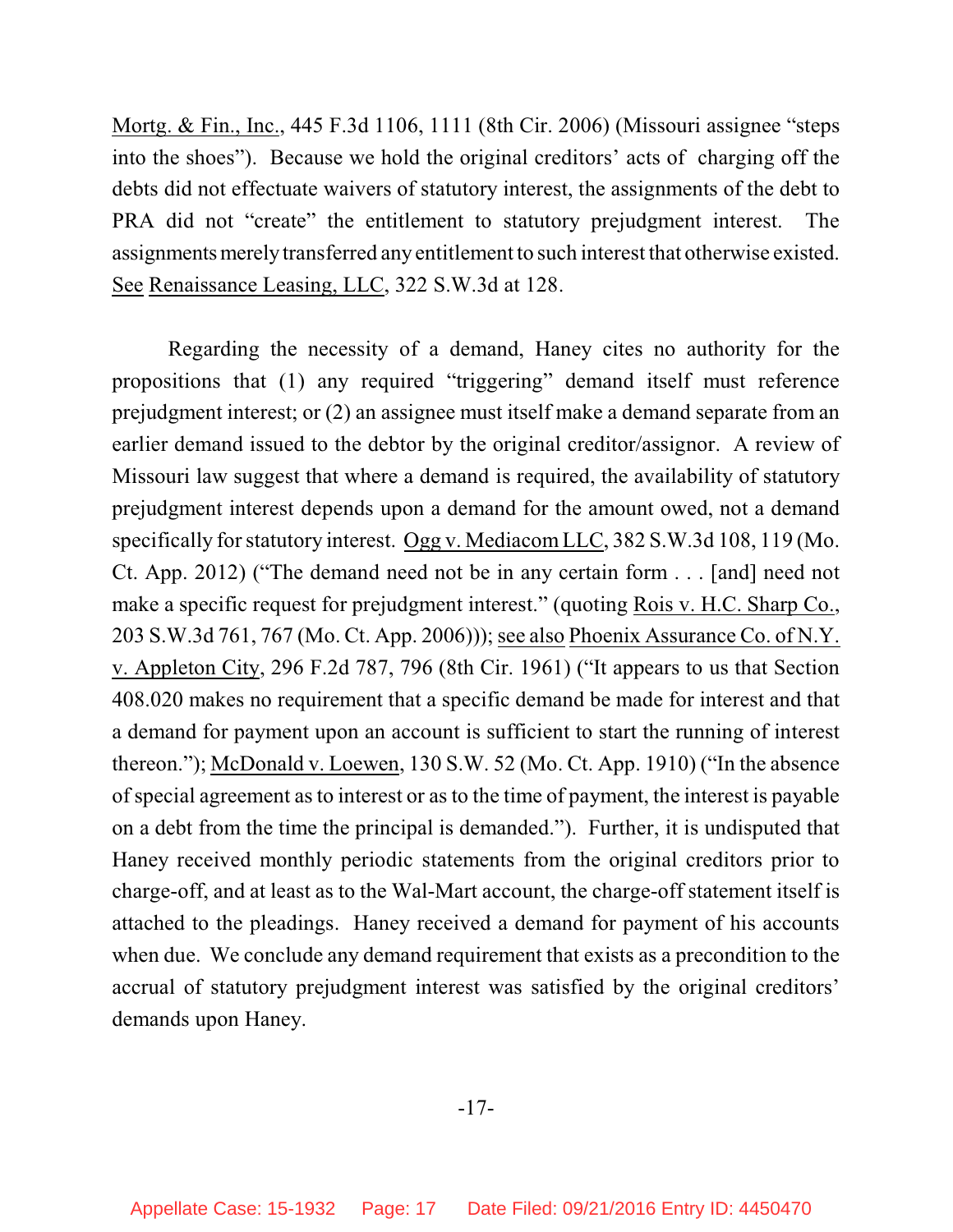Mortg. & Fin., Inc., 445 F.3d 1106, 1111 (8th Cir. 2006) (Missouri assignee "steps into the shoes"). Because we hold the original creditors' acts of charging off the debts did not effectuate waivers of statutory interest, the assignments of the debt to PRA did not "create" the entitlement to statutory prejudgment interest. The assignments merely transferred any entitlement to such interest that otherwise existed. See Renaissance Leasing, LLC, 322 S.W.3d at 128.

Regarding the necessity of a demand, Haney cites no authority for the propositions that (1) any required "triggering" demand itself must reference prejudgment interest; or (2) an assignee must itself make a demand separate from an earlier demand issued to the debtor by the original creditor/assignor. A review of Missouri law suggest that where a demand is required, the availability of statutory prejudgment interest depends upon a demand for the amount owed, not a demand specifically for statutory interest. Ogg v. Mediacom LLC, 382 S.W.3d 108, 119 (Mo. Ct. App. 2012) ("The demand need not be in any certain form . . . [and] need not make a specific request for prejudgment interest." (quoting Rois v. H.C. Sharp Co., 203 S.W.3d 761, 767 (Mo. Ct. App. 2006))); see also Phoenix Assurance Co. of N.Y. v. Appleton City, 296 F.2d 787, 796 (8th Cir. 1961) ("It appears to us that Section 408.020 makes no requirement that a specific demand be made for interest and that a demand for payment upon an account is sufficient to start the running of interest thereon."); McDonald v. Loewen, 130 S.W. 52 (Mo. Ct. App. 1910) ("In the absence of special agreement as to interest or as to the time of payment, the interest is payable on a debt from the time the principal is demanded."). Further, it is undisputed that Haney received monthly periodic statements from the original creditors prior to charge-off, and at least as to the Wal-Mart account, the charge-off statement itself is attached to the pleadings. Haney received a demand for payment of his accounts when due. We conclude any demand requirement that exists as a precondition to the accrual of statutory prejudgment interest was satisfied by the original creditors' demands upon Haney.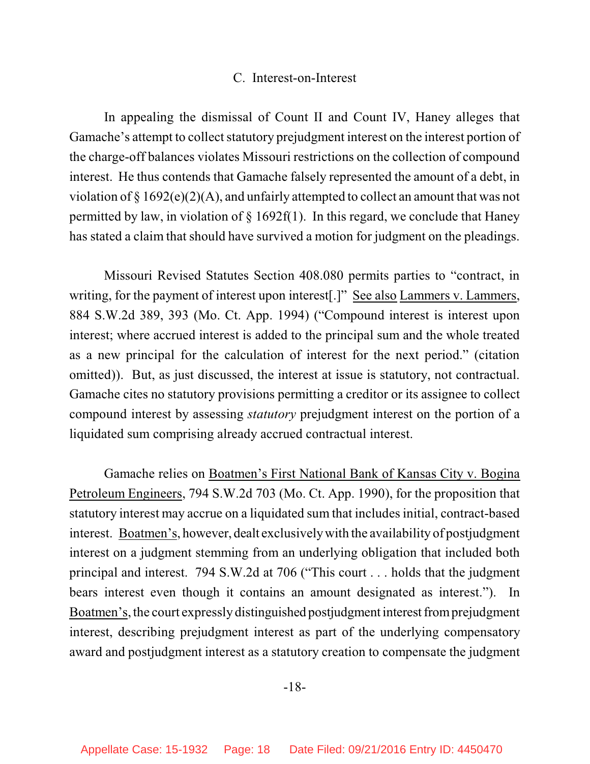### C. Interest-on-Interest

In appealing the dismissal of Count II and Count IV, Haney alleges that Gamache's attempt to collect statutory prejudgment interest on the interest portion of the charge-off balances violates Missouri restrictions on the collection of compound interest. He thus contends that Gamache falsely represented the amount of a debt, in violation of § 1692(e)(2)(A), and unfairly attempted to collect an amount that was not permitted by law, in violation of § 1692f(1). In this regard, we conclude that Haney has stated a claim that should have survived a motion for judgment on the pleadings.

Missouri Revised Statutes Section 408.080 permits parties to "contract, in writing, for the payment of interest upon interest[.]" See also Lammers v. Lammers, 884 S.W.2d 389, 393 (Mo. Ct. App. 1994) ("Compound interest is interest upon interest; where accrued interest is added to the principal sum and the whole treated as a new principal for the calculation of interest for the next period." (citation omitted)). But, as just discussed, the interest at issue is statutory, not contractual. Gamache cites no statutory provisions permitting a creditor or its assignee to collect compound interest by assessing *statutory* prejudgment interest on the portion of a liquidated sum comprising already accrued contractual interest.

Gamache relies on Boatmen's First National Bank of Kansas City v. Bogina Petroleum Engineers, 794 S.W.2d 703 (Mo. Ct. App. 1990), for the proposition that statutory interest may accrue on a liquidated sum that includes initial, contract-based interest. Boatmen's, however, dealt exclusively with the availability of postjudgment interest on a judgment stemming from an underlying obligation that included both principal and interest. 794 S.W.2d at 706 ("This court . . . holds that the judgment bears interest even though it contains an amount designated as interest."). In Boatmen's, the court expressly distinguished postjudgment interest from prejudgment interest, describing prejudgment interest as part of the underlying compensatory award and postjudgment interest as a statutory creation to compensate the judgment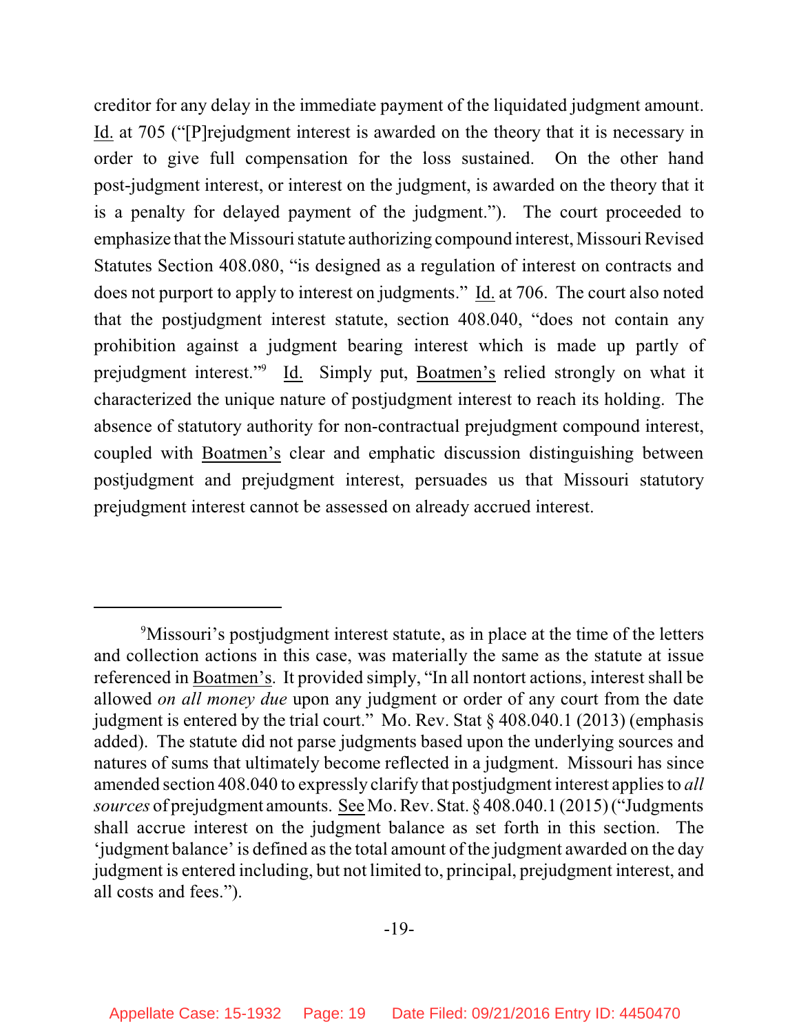creditor for any delay in the immediate payment of the liquidated judgment amount. Id. at 705 ("[P]rejudgment interest is awarded on the theory that it is necessary in order to give full compensation for the loss sustained. On the other hand post-judgment interest, or interest on the judgment, is awarded on the theory that it is a penalty for delayed payment of the judgment."). The court proceeded to emphasize that the Missouri statute authorizing compound interest, Missouri Revised Statutes Section 408.080, "is designed as a regulation of interest on contracts and does not purport to apply to interest on judgments." Id. at 706. The court also noted that the postjudgment interest statute, section 408.040, "does not contain any prohibition against a judgment bearing interest which is made up partly of prejudgment interest."[9] Id. Simply put, Boatmen's relied strongly on what it characterized the unique nature of postjudgment interest to reach its holding. The absence of statutory authority for non-contractual prejudgment compound interest, coupled with Boatmen's clear and emphatic discussion distinguishing between postjudgment and prejudgment interest, persuades us that Missouri statutory prejudgment interest cannot be assessed on already accrued interest.

---

[9]Missouri's postjudgment interest statute, as in place at the time of the letters and collection actions in this case, was materially the same as the statute at issue referenced in Boatmen's. It provided simply, "In all nontort actions, interest shall be allowed *on all money due* upon any judgment or order of any court from the date judgment is entered by the trial court." Mo. Rev. Stat § 408.040.1 (2013) (emphasis added). The statute did not parse judgments based upon the underlying sources and natures of sums that ultimately become reflected in a judgment. Missouri has since amended section 408.040 to expressly clarify that postjudgment interest applies to *all sources* of prejudgment amounts. See Mo. Rev. Stat. § 408.040.1 (2015) ("Judgments shall accrue interest on the judgment balance as set forth in this section. The 'judgment balance' is defined as the total amount of the judgment awarded on the day judgment is entered including, but not limited to, principal, prejudgment interest, and all costs and fees.").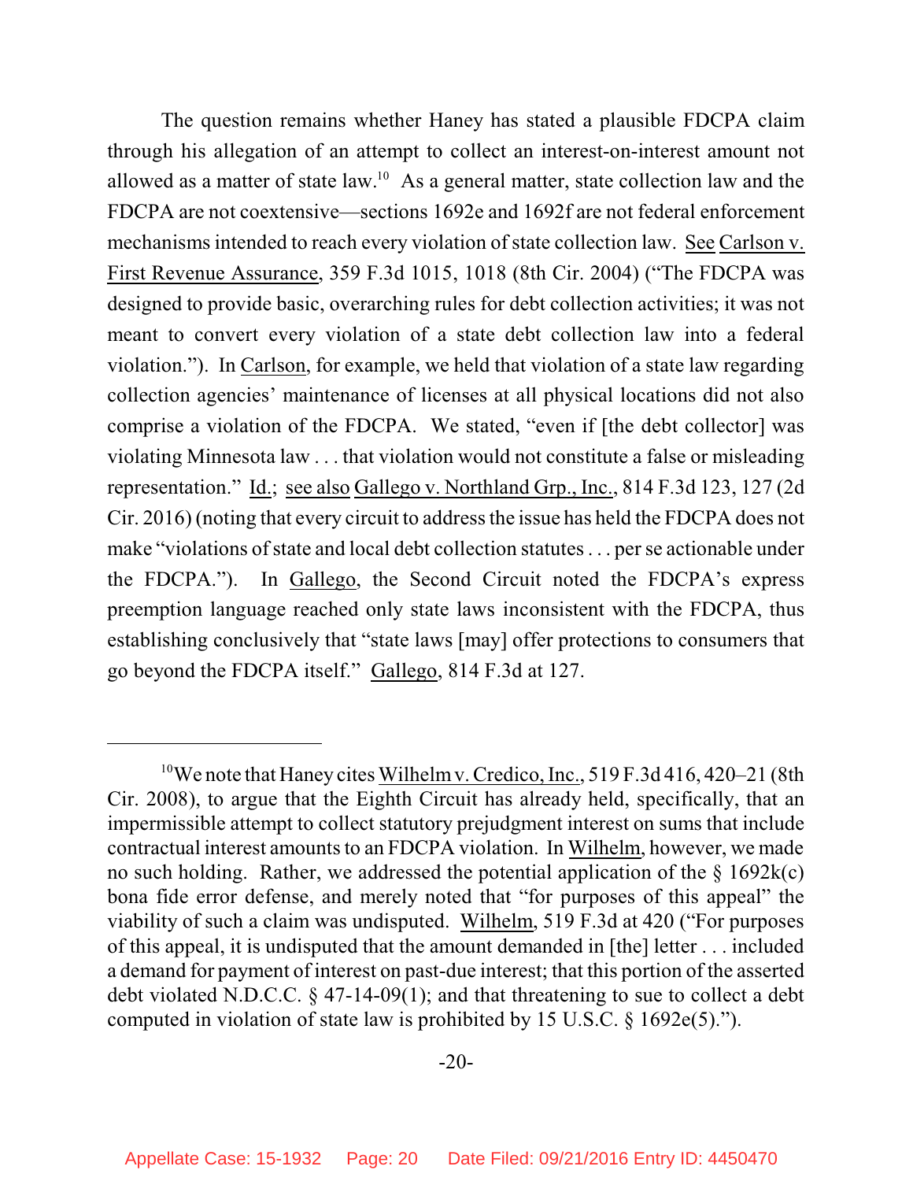The question remains whether Haney has stated a plausible FDCPA claim through his allegation of an attempt to collect an interest-on-interest amount not allowed as a matter of state law.[10] As a general matter, state collection law and the FDCPA are not coextensive—sections 1692e and 1692f are not federal enforcement mechanisms intended to reach every violation of state collection law. See Carlson v. First Revenue Assurance, 359 F.3d 1015, 1018 (8th Cir. 2004) ("The FDCPA was designed to provide basic, overarching rules for debt collection activities; it was not meant to convert every violation of a state debt collection law into a federal violation."). In Carlson, for example, we held that violation of a state law regarding collection agencies' maintenance of licenses at all physical locations did not also comprise a violation of the FDCPA. We stated, "even if [the debt collector] was violating Minnesota law . . . that violation would not constitute a false or misleading representation." Id.; see also Gallego v. Northland Grp., Inc., 814 F.3d 123, 127 (2d Cir. 2016) (noting that every circuit to address the issue has held the FDCPA does not make "violations of state and local debt collection statutes . . . per se actionable under the FDCPA."). In Gallego, the Second Circuit noted the FDCPA's express preemption language reached only state laws inconsistent with the FDCPA, thus establishing conclusively that "state laws [may] offer protections to consumers that go beyond the FDCPA itself." Gallego, 814 F.3d at 127.

---

[10] We note that Haney cites Wilhelm v. Credico, Inc., 519 F.3d 416, 420–21 (8th Cir. 2008), to argue that the Eighth Circuit has already held, specifically, that an impermissible attempt to collect statutory prejudgment interest on sums that include contractual interest amounts to an FDCPA violation. In Wilhelm, however, we made no such holding. Rather, we addressed the potential application of the § 1692k(c) bona fide error defense, and merely noted that "for purposes of this appeal" the viability of such a claim was undisputed. Wilhelm, 519 F.3d at 420 ("For purposes of this appeal, it is undisputed that the amount demanded in [the] letter . . . included a demand for payment of interest on past-due interest; that this portion of the asserted debt violated N.D.C.C. § 47-14-09(1); and that threatening to sue to collect a debt computed in violation of state law is prohibited by 15 U.S.C. § 1692e(5).").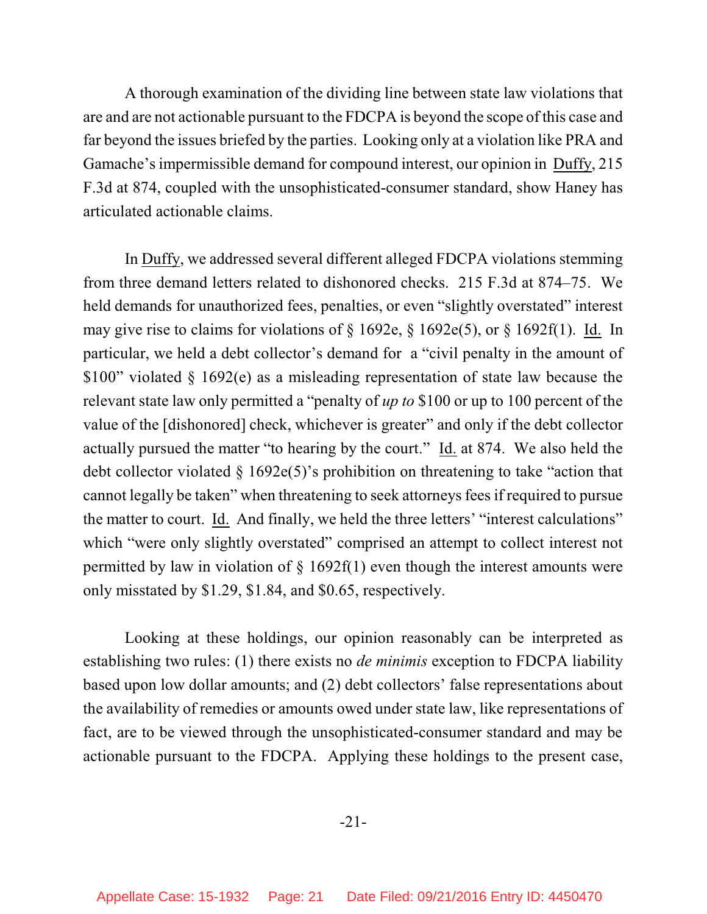A thorough examination of the dividing line between state law violations that are and are not actionable pursuant to the FDCPA is beyond the scope of this case and far beyond the issues briefed by the parties. Looking only at a violation like PRA and Gamache's impermissible demand for compound interest, our opinion in Duffy, 215 F.3d at 874, coupled with the unsophisticated-consumer standard, show Haney has articulated actionable claims.

In Duffy, we addressed several different alleged FDCPA violations stemming from three demand letters related to dishonored checks. 215 F.3d at 874–75. We held demands for unauthorized fees, penalties, or even "slightly overstated" interest may give rise to claims for violations of § 1692e, § 1692e(5), or § 1692f(1). Id. In particular, we held a debt collector's demand for a "civil penalty in the amount of $100" violated § 1692(e) as a misleading representation of state law because the relevant state law only permitted a "penalty of *up to* $100 or up to 100 percent of the value of the [dishonored] check, whichever is greater" and only if the debt collector actually pursued the matter "to hearing by the court." Id. at 874. We also held the debt collector violated § 1692e(5)'s prohibition on threatening to take "action that cannot legally be taken" when threatening to seek attorneys fees if required to pursue the matter to court. Id. And finally, we held the three letters' "interest calculations" which "were only slightly overstated" comprised an attempt to collect interest not permitted by law in violation of § 1692f(1) even though the interest amounts were only misstated by $1.29, $1.84, and $0.65, respectively.

Looking at these holdings, our opinion reasonably can be interpreted as establishing two rules: (1) there exists no *de minimis* exception to FDCPA liability based upon low dollar amounts; and (2) debt collectors' false representations about the availability of remedies or amounts owed under state law, like representations of fact, are to be viewed through the unsophisticated-consumer standard and may be actionable pursuant to the FDCPA. Applying these holdings to the present case,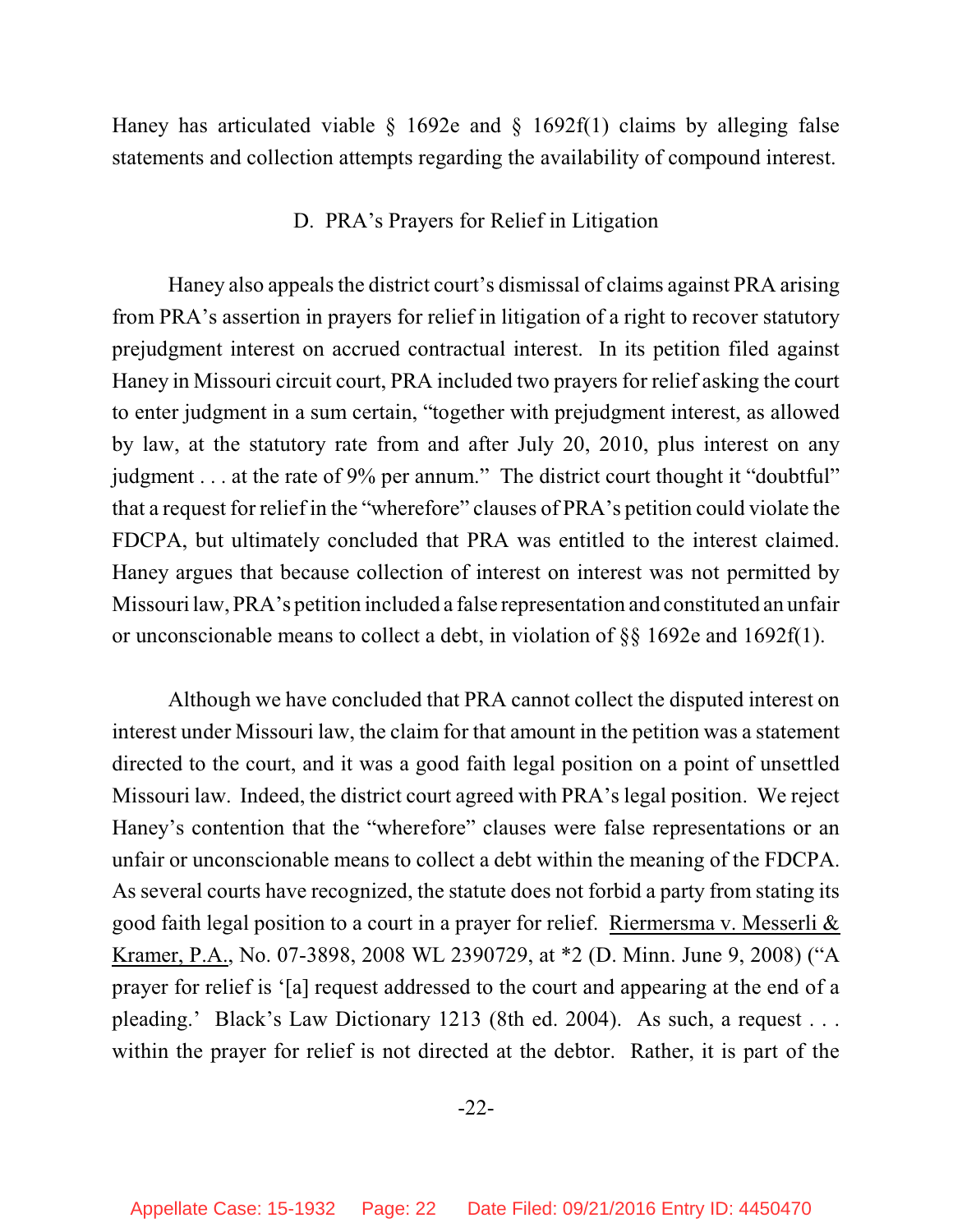Haney has articulated viable § 1692e and § 1692f(1) claims by alleging false statements and collection attempts regarding the availability of compound interest.

### D. PRA's Prayers for Relief in Litigation

Haney also appeals the district court's dismissal of claims against PRA arising from PRA's assertion in prayers for relief in litigation of a right to recover statutory prejudgment interest on accrued contractual interest. In its petition filed against Haney in Missouri circuit court, PRA included two prayers for relief asking the court to enter judgment in a sum certain, "together with prejudgment interest, as allowed by law, at the statutory rate from and after July 20, 2010, plus interest on any judgment . . . at the rate of 9% per annum." The district court thought it "doubtful" that a request for relief in the "wherefore" clauses of PRA's petition could violate the FDCPA, but ultimately concluded that PRA was entitled to the interest claimed. Haney argues that because collection of interest on interest was not permitted by Missouri law, PRA's petition included a false representation and constituted an unfair or unconscionable means to collect a debt, in violation of §§ 1692e and 1692f(1).

Although we have concluded that PRA cannot collect the disputed interest on interest under Missouri law, the claim for that amount in the petition was a statement directed to the court, and it was a good faith legal position on a point of unsettled Missouri law. Indeed, the district court agreed with PRA's legal position. We reject Haney's contention that the "wherefore" clauses were false representations or an unfair or unconscionable means to collect a debt within the meaning of the FDCPA. As several courts have recognized, the statute does not forbid a party from stating its good faith legal position to a court in a prayer for relief. Riermersma v. Messerli & Kramer, P.A., No. 07-3898, 2008 WL 2390729, at *2 (D. Minn. June 9, 2008) ("A prayer for relief is '[a] request addressed to the court and appearing at the end of a pleading.' Black's Law Dictionary 1213 (8th ed. 2004). As such, a request . . . within the prayer for relief is not directed at the debtor. Rather, it is part of the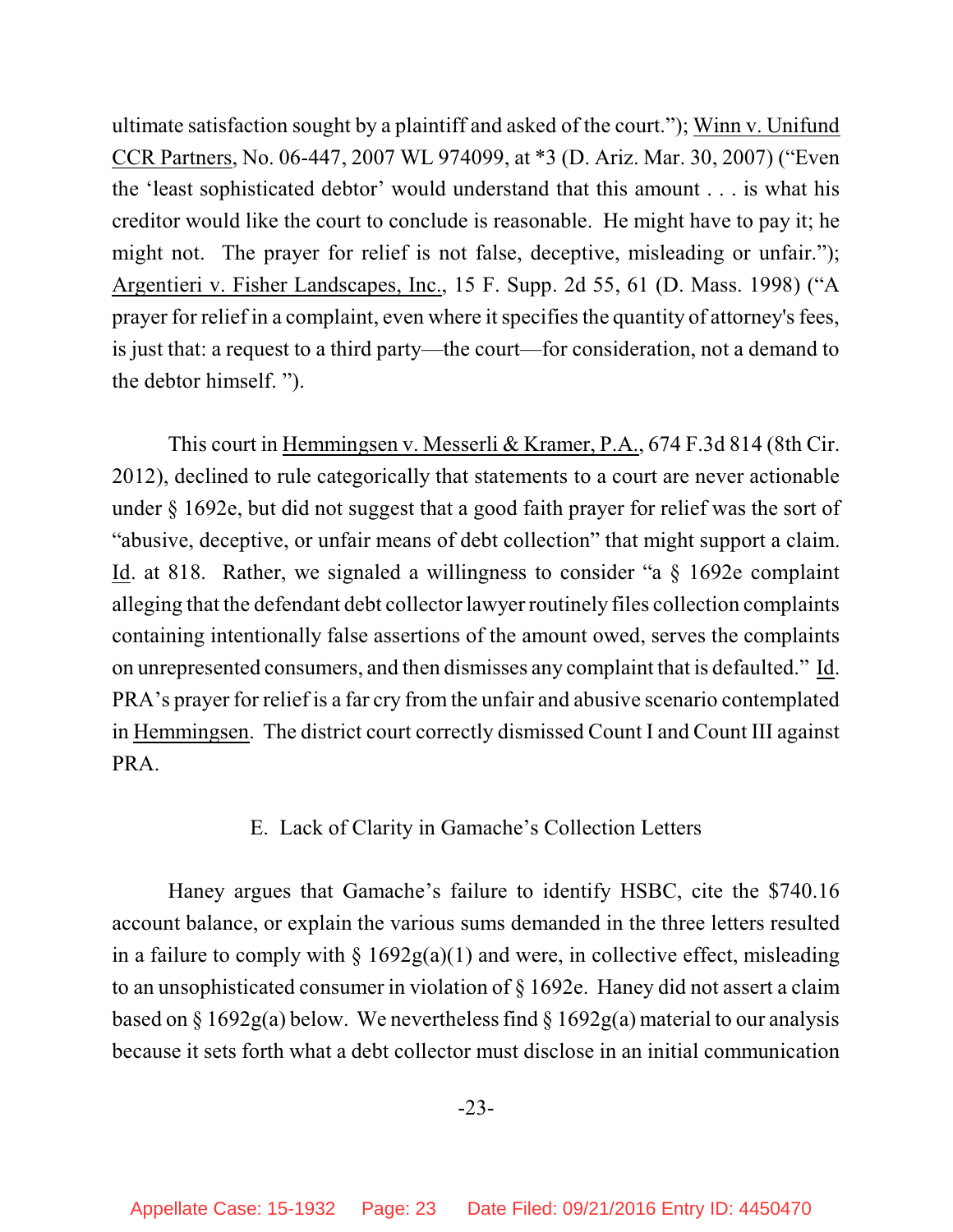ultimate satisfaction sought by a plaintiff and asked of the court."); Winn v. Unifund CCR Partners, No. 06-447, 2007 WL 974099, at *3 (D. Ariz. Mar. 30, 2007) ("Even the 'least sophisticated debtor' would understand that this amount . . . is what his creditor would like the court to conclude is reasonable. He might have to pay it; he might not. The prayer for relief is not false, deceptive, misleading or unfair."); Argentieri v. Fisher Landscapes, Inc., 15 F. Supp. 2d 55, 61 (D. Mass. 1998) ("A prayer for relief in a complaint, even where it specifies the quantity of attorney's fees, is just that: a request to a third party—the court—for consideration, not a demand to the debtor himself. ").

This court in Hemmingsen v. Messerli & Kramer, P.A., 674 F.3d 814 (8th Cir. 2012), declined to rule categorically that statements to a court are never actionable under § 1692e, but did not suggest that a good faith prayer for relief was the sort of "abusive, deceptive, or unfair means of debt collection" that might support a claim. Id. at 818. Rather, we signaled a willingness to consider "a § 1692e complaint alleging that the defendant debt collector lawyer routinely files collection complaints containing intentionally false assertions of the amount owed, serves the complaints on unrepresented consumers, and then dismisses any complaint that is defaulted." Id. PRA's prayer for relief is a far cry from the unfair and abusive scenario contemplated in Hemmingsen. The district court correctly dismissed Count I and Count III against PRA.

### E. Lack of Clarity in Gamache's Collection Letters

Haney argues that Gamache's failure to identify HSBC, cite the $740.16 account balance, or explain the various sums demanded in the three letters resulted in a failure to comply with § 1692g(a)(1) and were, in collective effect, misleading to an unsophisticated consumer in violation of § 1692e. Haney did not assert a claim based on § 1692g(a) below. We nevertheless find § 1692g(a) material to our analysis because it sets forth what a debt collector must disclose in an initial communication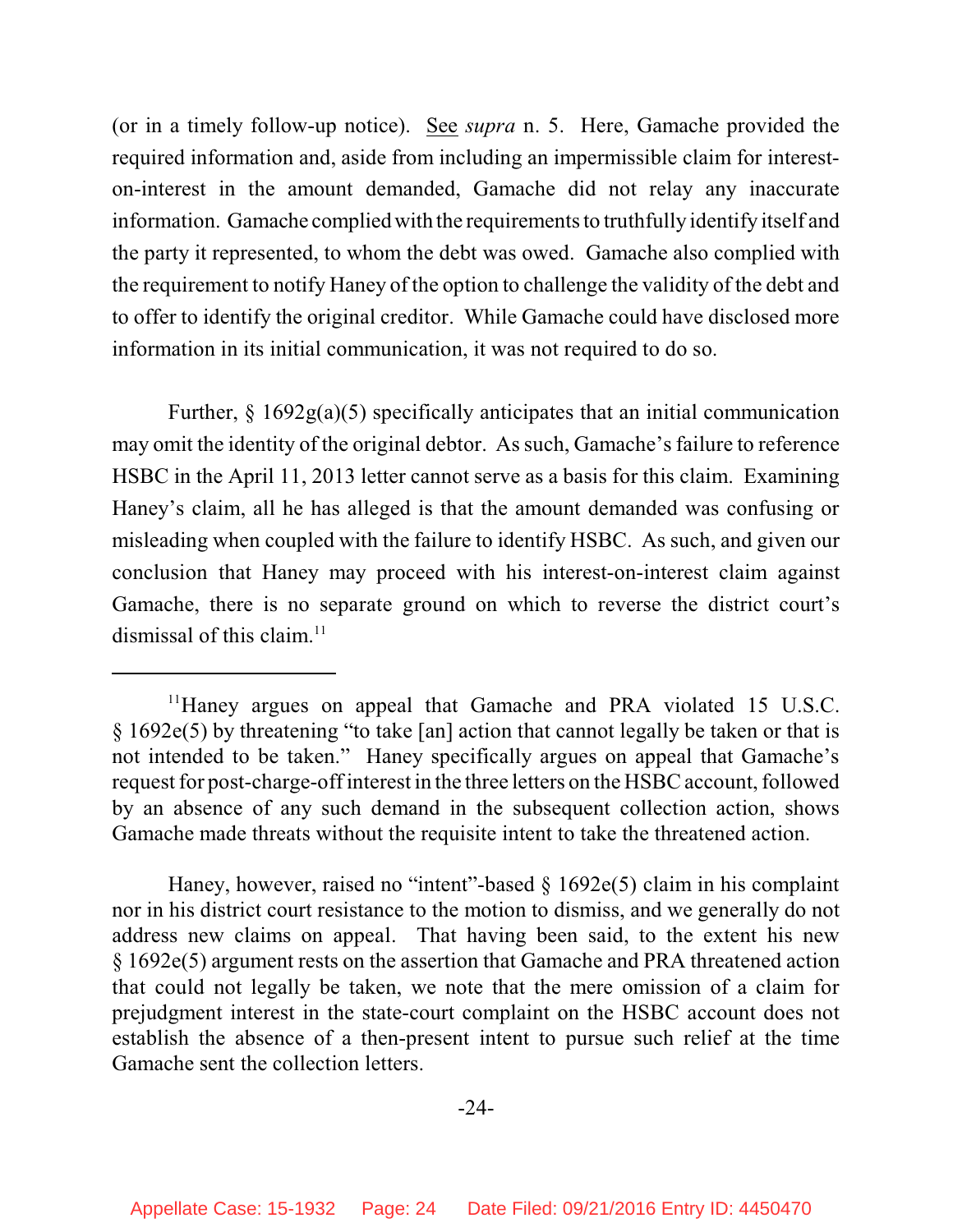(or in a timely follow-up notice). See *supra* n. 5. Here, Gamache provided the required information and, aside from including an impermissible claim for interest-on-interest in the amount demanded, Gamache did not relay any inaccurate information. Gamache complied with the requirements to truthfully identify itself and the party it represented, to whom the debt was owed. Gamache also complied with the requirement to notify Haney of the option to challenge the validity of the debt and to offer to identify the original creditor. While Gamache could have disclosed more information in its initial communication, it was not required to do so.

Further, § 1692g(a)(5) specifically anticipates that an initial communication may omit the identity of the original debtor. As such, Gamache's failure to reference HSBC in the April 11, 2013 letter cannot serve as a basis for this claim. Examining Haney's claim, all he has alleged is that the amount demanded was confusing or misleading when coupled with the failure to identify HSBC. As such, and given our conclusion that Haney may proceed with his interest-on-interest claim against Gamache, there is no separate ground on which to reverse the district court's dismissal of this claim.[11]

---

[11]Haney argues on appeal that Gamache and PRA violated 15 U.S.C. § 1692e(5) by threatening "to take [an] action that cannot legally be taken or that is not intended to be taken." Haney specifically argues on appeal that Gamache's request for post-charge-off interest in the three letters on the HSBC account, followed by an absence of any such demand in the subsequent collection action, shows Gamache made threats without the requisite intent to take the threatened action.

Haney, however, raised no "intent"-based § 1692e(5) claim in his complaint nor in his district court resistance to the motion to dismiss, and we generally do not address new claims on appeal. That having been said, to the extent his new § 1692e(5) argument rests on the assertion that Gamache and PRA threatened action that could not legally be taken, we note that the mere omission of a claim for prejudgment interest in the state-court complaint on the HSBC account does not establish the absence of a then-present intent to pursue such relief at the time Gamache sent the collection letters.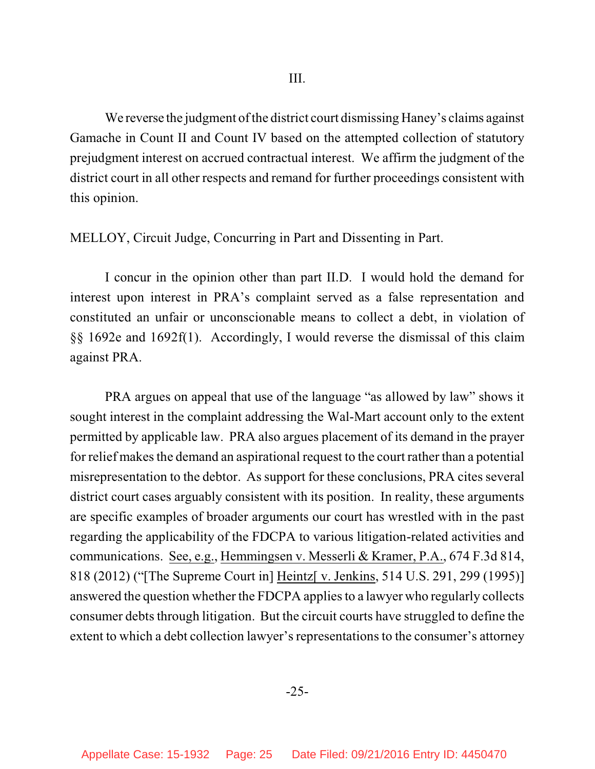III.

We reverse the judgment of the district court dismissing Haney's claims against Gamache in Count II and Count IV based on the attempted collection of statutory prejudgment interest on accrued contractual interest. We affirm the judgment of the district court in all other respects and remand for further proceedings consistent with this opinion.

MELLOY, Circuit Judge, Concurring in Part and Dissenting in Part.

I concur in the opinion other than part II.D. I would hold the demand for interest upon interest in PRA's complaint served as a false representation and constituted an unfair or unconscionable means to collect a debt, in violation of §§ 1692e and 1692f(1). Accordingly, I would reverse the dismissal of this claim against PRA.

PRA argues on appeal that use of the language "as allowed by law" shows it sought interest in the complaint addressing the Wal-Mart account only to the extent permitted by applicable law. PRA also argues placement of its demand in the prayer for relief makes the demand an aspirational request to the court rather than a potential misrepresentation to the debtor. As support for these conclusions, PRA cites several district court cases arguably consistent with its position. In reality, these arguments are specific examples of broader arguments our court has wrestled with in the past regarding the applicability of the FDCPA to various litigation-related activities and communications. See, e.g., Hemmingsen v. Messerli & Kramer, P.A., 674 F.3d 814, 818 (2012) ("[The Supreme Court in] Heintz[ v. Jenkins, 514 U.S. 291, 299 (1995)] answered the question whether the FDCPA applies to a lawyer who regularly collects consumer debts through litigation. But the circuit courts have struggled to define the extent to which a debt collection lawyer's representations to the consumer's attorney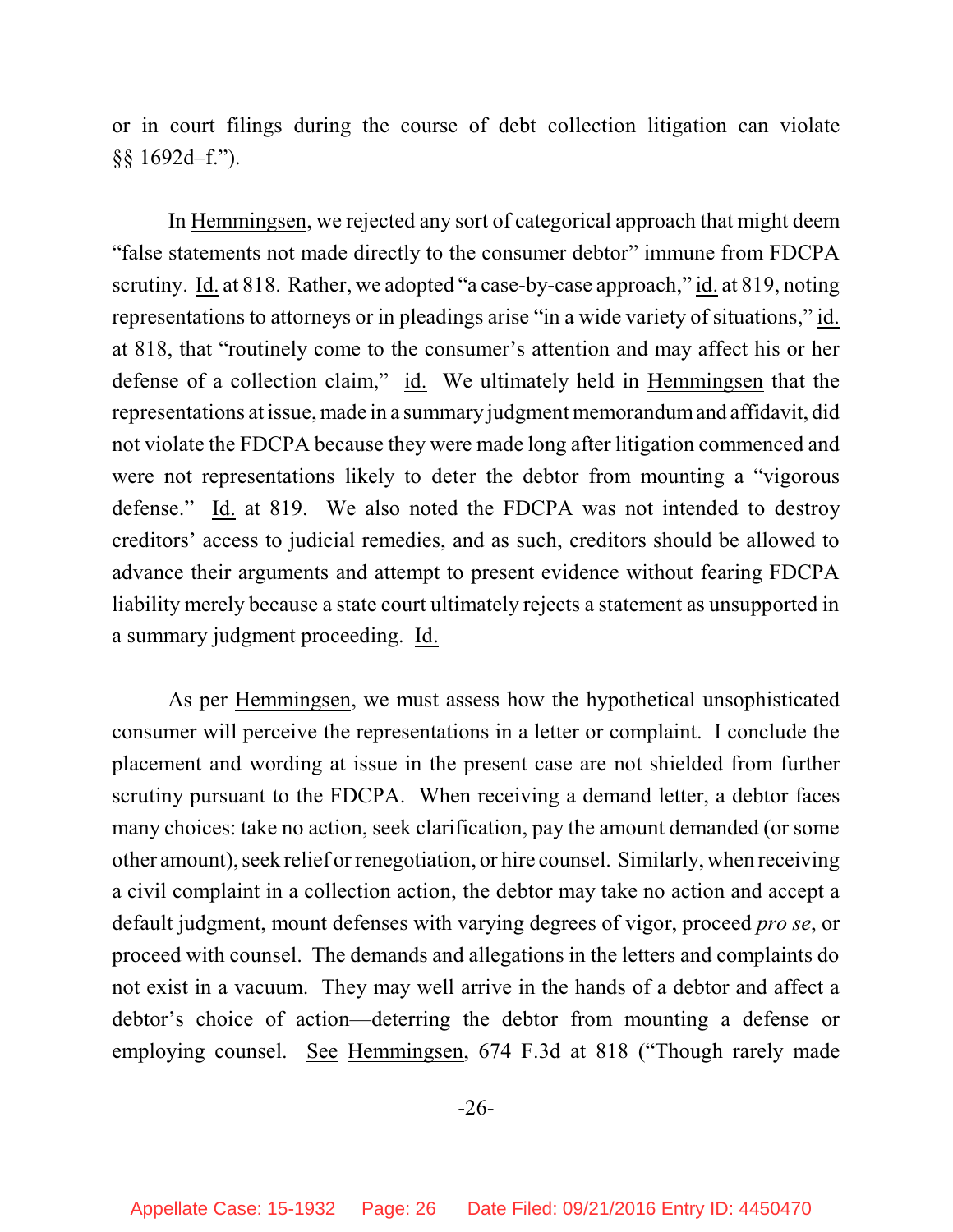or in court filings during the course of debt collection litigation can violate §§ 1692d–f.").

In Hemmingsen, we rejected any sort of categorical approach that might deem "false statements not made directly to the consumer debtor" immune from FDCPA scrutiny. Id. at 818. Rather, we adopted "a case-by-case approach," id. at 819, noting representations to attorneys or in pleadings arise "in a wide variety of situations," id. at 818, that "routinely come to the consumer's attention and may affect his or her defense of a collection claim," id. We ultimately held in Hemmingsen that the representations at issue, made in a summary judgment memorandum and affidavit, did not violate the FDCPA because they were made long after litigation commenced and were not representations likely to deter the debtor from mounting a "vigorous defense." Id. at 819. We also noted the FDCPA was not intended to destroy creditors' access to judicial remedies, and as such, creditors should be allowed to advance their arguments and attempt to present evidence without fearing FDCPA liability merely because a state court ultimately rejects a statement as unsupported in a summary judgment proceeding. Id.

As per Hemmingsen, we must assess how the hypothetical unsophisticated consumer will perceive the representations in a letter or complaint. I conclude the placement and wording at issue in the present case are not shielded from further scrutiny pursuant to the FDCPA. When receiving a demand letter, a debtor faces many choices: take no action, seek clarification, pay the amount demanded (or some other amount), seek relief or renegotiation, or hire counsel. Similarly, when receiving a civil complaint in a collection action, the debtor may take no action and accept a default judgment, mount defenses with varying degrees of vigor, proceed *pro se*, or proceed with counsel. The demands and allegations in the letters and complaints do not exist in a vacuum. They may well arrive in the hands of a debtor and affect a debtor's choice of action—deterring the debtor from mounting a defense or employing counsel. See Hemmingsen, 674 F.3d at 818 ("Though rarely made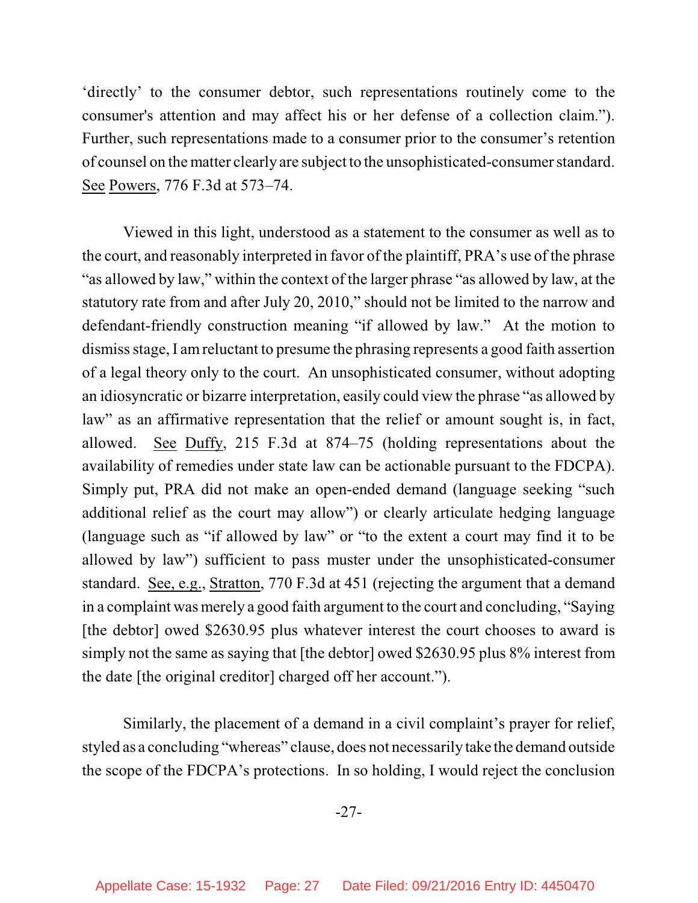'directly' to the consumer debtor, such representations routinely come to the consumer's attention and may affect his or her defense of a collection claim."). Further, such representations made to a consumer prior to the consumer's retention of counsel on the matter clearly are subject to the unsophisticated-consumer standard. See Powers, 776 F.3d at 573–74.

Viewed in this light, understood as a statement to the consumer as well as to the court, and reasonably interpreted in favor of the plaintiff, PRA's use of the phrase "as allowed by law," within the context of the larger phrase "as allowed by law, at the statutory rate from and after July 20, 2010," should not be limited to the narrow and defendant-friendly construction meaning "if allowed by law." At the motion to dismiss stage, I am reluctant to presume the phrasing represents a good faith assertion of a legal theory only to the court. An unsophisticated consumer, without adopting an idiosyncratic or bizarre interpretation, easily could view the phrase "as allowed by law" as an affirmative representation that the relief or amount sought is, in fact, allowed. See Duffy, 215 F.3d at 874–75 (holding representations about the availability of remedies under state law can be actionable pursuant to the FDCPA). Simply put, PRA did not make an open-ended demand (language seeking "such additional relief as the court may allow") or clearly articulate hedging language (language such as "if allowed by law" or "to the extent a court may find it to be allowed by law") sufficient to pass muster under the unsophisticated-consumer standard. See, e.g., Stratton, 770 F.3d at 451 (rejecting the argument that a demand in a complaint was merely a good faith argument to the court and concluding, "Saying [the debtor] owed $2630.95 plus whatever interest the court chooses to award is simply not the same as saying that [the debtor] owed $2630.95 plus 8% interest from the date [the original creditor] charged off her account.").

Similarly, the placement of a demand in a civil complaint's prayer for relief, styled as a concluding "whereas" clause, does not necessarily take the demand outside the scope of the FDCPA's protections. In so holding, I would reject the conclusion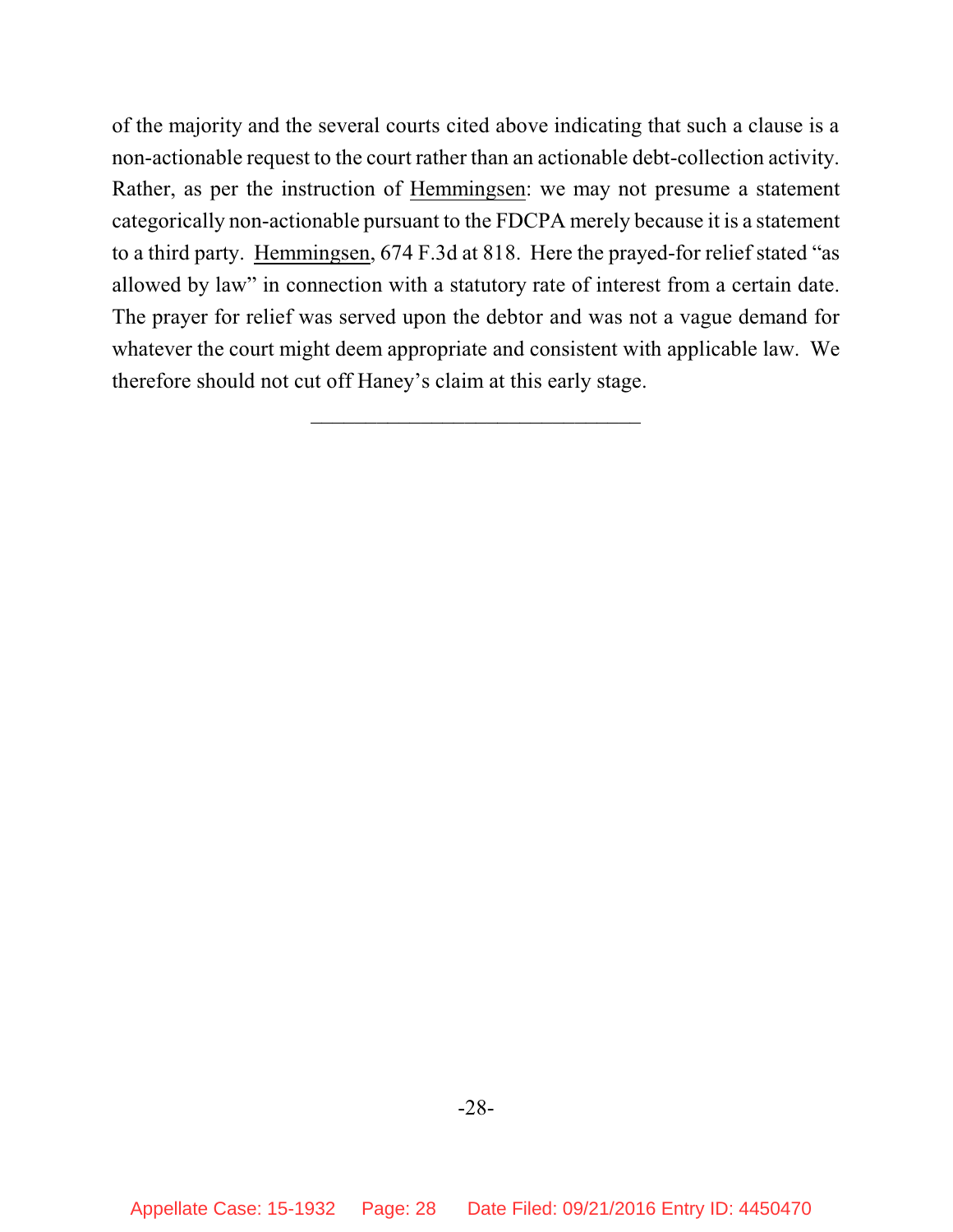of the majority and the several courts cited above indicating that such a clause is a non-actionable request to the court rather than an actionable debt-collection activity. Rather, as per the instruction of Hemmingsen: we may not presume a statement categorically non-actionable pursuant to the FDCPA merely because it is a statement to a third party. Hemmingsen, 674 F.3d at 818. Here the prayed-for relief stated "as allowed by law" in connection with a statutory rate of interest from a certain date. The prayer for relief was served upon the debtor and was not a vague demand for whatever the court might deem appropriate and consistent with applicable law. We therefore should not cut off Haney's claim at this early stage.

______________________________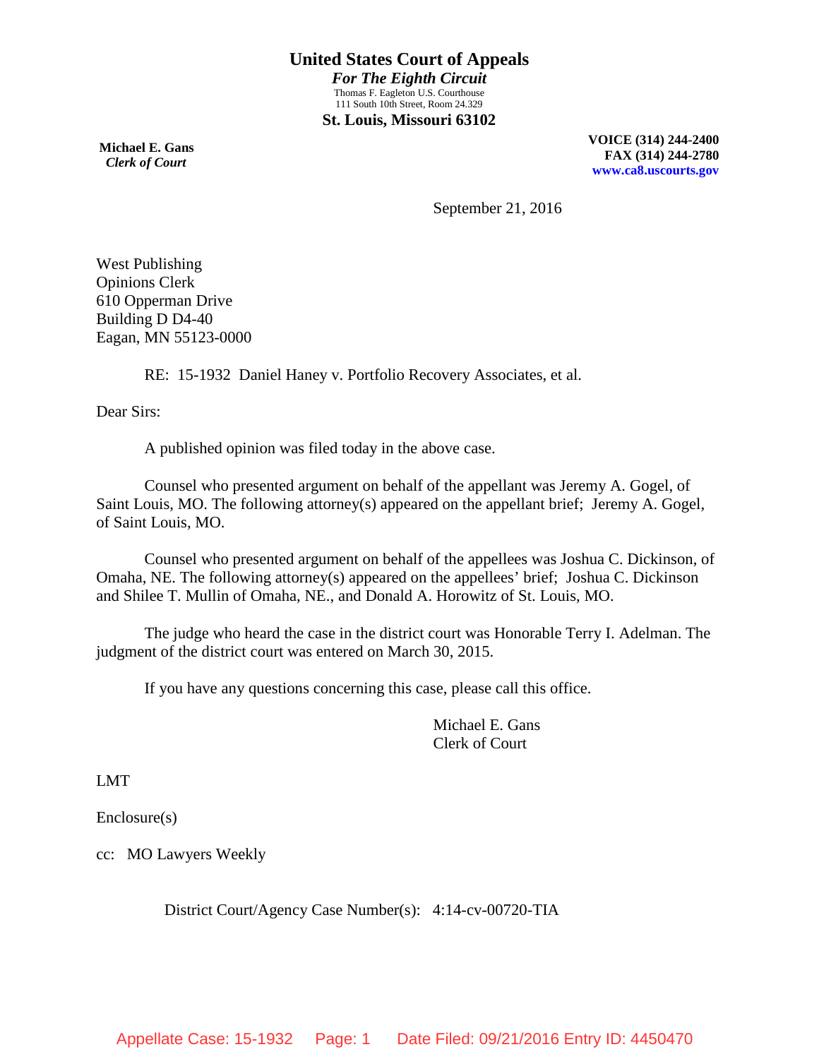# United States Court of Appeals

***For The Eighth Circuit***

Thomas F. Eagleton U.S. Courthouse
111 South 10th Street, Room 24.329

**St. Louis, Missouri 63102**

**Michael E. Gans**
***Clerk of Court***

**VOICE (314) 244-2400**
**FAX (314) 244-2780**
**www.ca8.uscourts.gov**

September 21, 2016

West Publishing
Opinions Clerk
610 Opperman Drive
Building D D4-40
Eagan, MN 55123-0000

RE: 15-1932 Daniel Haney v. Portfolio Recovery Associates, et al.

Dear Sirs:

A published opinion was filed today in the above case.

Counsel who presented argument on behalf of the appellant was Jeremy A. Gogel, of Saint Louis, MO. The following attorney(s) appeared on the appellant brief; Jeremy A. Gogel, of Saint Louis, MO.

Counsel who presented argument on behalf of the appellees was Joshua C. Dickinson, of Omaha, NE. The following attorney(s) appeared on the appellees' brief; Joshua C. Dickinson and Shilee T. Mullin of Omaha, NE., and Donald A. Horowitz of St. Louis, MO.

The judge who heard the case in the district court was Honorable Terry I. Adelman. The judgment of the district court was entered on March 30, 2015.

If you have any questions concerning this case, please call this office.

Michael E. Gans
Clerk of Court

LMT

Enclosure(s)

cc: MO Lawyers Weekly

District Court/Agency Case Number(s): 4:14-cv-00720-TIA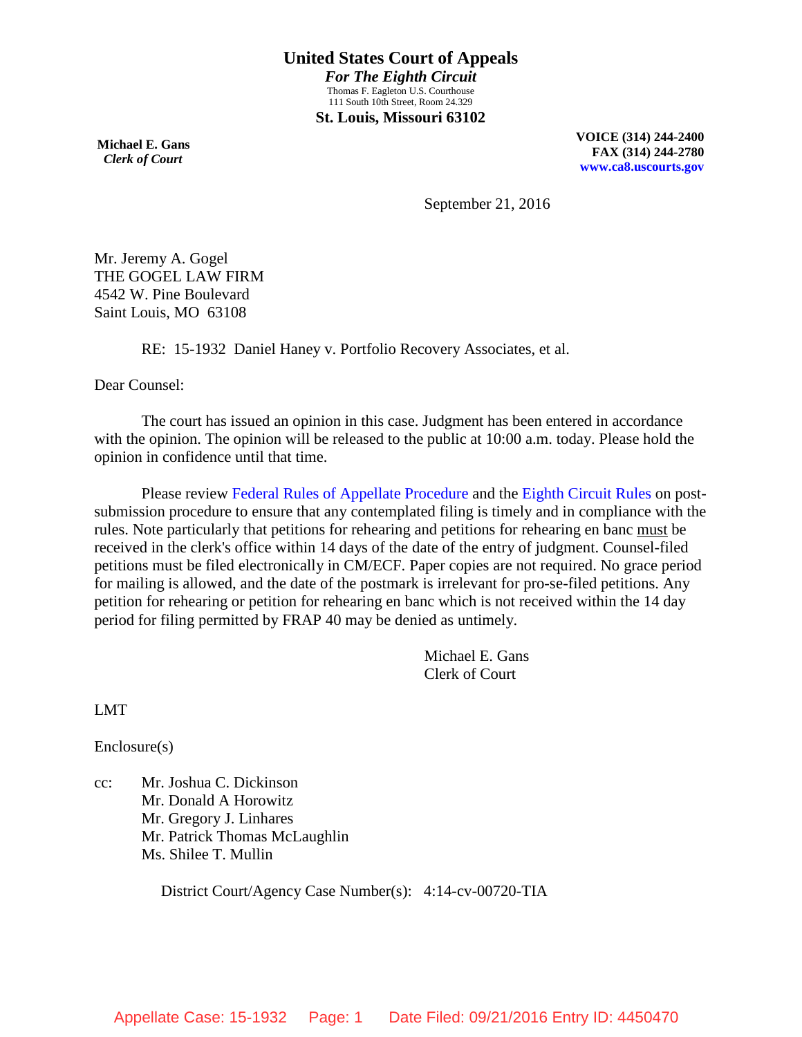# United States Court of Appeals
***For The Eighth Circuit***

Thomas F. Eagleton U.S. Courthouse
111 South 10th Street, Room 24.329

**St. Louis, Missouri 63102**

**Michael E. Gans**
***Clerk of Court***

**VOICE (314) 244-2400**
**FAX (314) 244-2780**
**www.ca8.uscourts.gov**

September 21, 2016

Mr. Jeremy A. Gogel
THE GOGEL LAW FIRM
4542 W. Pine Boulevard
Saint Louis, MO 63108

RE: 15-1932 Daniel Haney v. Portfolio Recovery Associates, et al.

Dear Counsel:

The court has issued an opinion in this case. Judgment has been entered in accordance with the opinion. The opinion will be released to the public at 10:00 a.m. today. Please hold the opinion in confidence until that time.

Please review Federal Rules of Appellate Procedure and the Eighth Circuit Rules on post-submission procedure to ensure that any contemplated filing is timely and in compliance with the rules. Note particularly that petitions for rehearing and petitions for rehearing en banc must be received in the clerk's office within 14 days of the date of the entry of judgment. Counsel-filed petitions must be filed electronically in CM/ECF. Paper copies are not required. No grace period for mailing is allowed, and the date of the postmark is irrelevant for pro-se-filed petitions. Any petition for rehearing or petition for rehearing en banc which is not received within the 14 day period for filing permitted by FRAP 40 may be denied as untimely.

Michael E. Gans
Clerk of Court

LMT

Enclosure(s)

cc: Mr. Joshua C. Dickinson
Mr. Donald A Horowitz
Mr. Gregory J. Linhares
Mr. Patrick Thomas McLaughlin
Ms. Shilee T. Mullin

District Court/Agency Case Number(s): 4:14-cv-00720-TIA